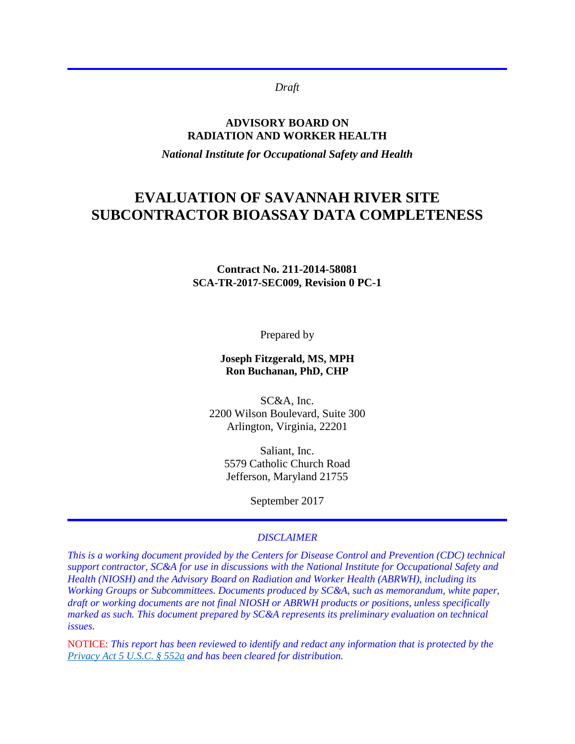*Draft*

**ADVISORY BOARD ON**
**RADIATION AND WORKER HEALTH**

***National Institute for Occupational Safety and Health***

# EVALUATION OF SAVANNAH RIVER SITE SUBCONTRACTOR BIOASSAY DATA COMPLETENESS

**Contract No. 211-2014-58081**
**SCA-TR-2017-SEC009, Revision 0 PC-1**

Prepared by

**Joseph Fitzgerald, MS, MPH**
**Ron Buchanan, PhD, CHP**

SC&A, Inc.
2200 Wilson Boulevard, Suite 300
Arlington, Virginia, 22201

Saliant, Inc.
5579 Catholic Church Road
Jefferson, Maryland 21755

September 2017

*DISCLAIMER*

*This is a working document provided by the Centers for Disease Control and Prevention (CDC) technical support contractor, SC&A for use in discussions with the National Institute for Occupational Safety and Health (NIOSH) and the Advisory Board on Radiation and Worker Health (ABRWH), including its Working Groups or Subcommittees. Documents produced by SC&A, such as memorandum, white paper, draft or working documents are not final NIOSH or ABRWH products or positions, unless specifically marked as such. This document prepared by SC&A represents its preliminary evaluation on technical issues.*

NOTICE: *This report has been reviewed to identify and redact any information that is protected by the Privacy Act 5 U.S.C. § 552a and has been cleared for distribution.*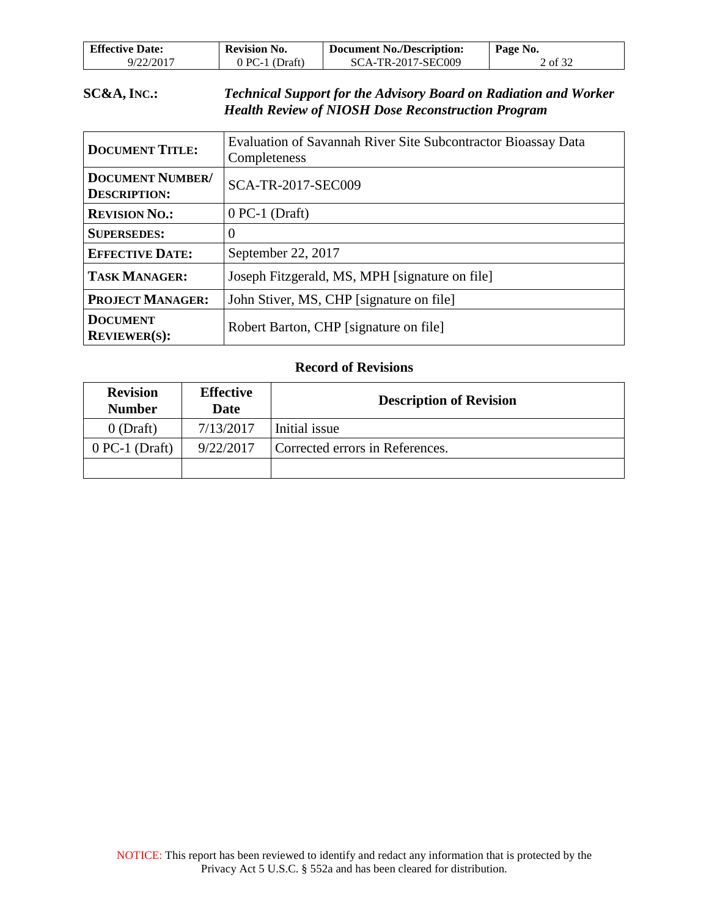**SC&A, INC.:** ***Technical Support for the Advisory Board on Radiation and Worker Health Review of NIOSH Dose Reconstruction Program***

| | |
|---|---|
| **DOCUMENT TITLE:** | Evaluation of Savannah River Site Subcontractor Bioassay Data Completeness |
| **DOCUMENT NUMBER/ DESCRIPTION:** | SCA-TR-2017-SEC009 |
| **REVISION NO.:** | 0 PC-1 (Draft) |
| **SUPERSEDES:** | 0 |
| **EFFECTIVE DATE:** | September 22, 2017 |
| **TASK MANAGER:** | Joseph Fitzgerald, MS, MPH [signature on file] |
| **PROJECT MANAGER:** | John Stiver, MS, CHP [signature on file] |
| **DOCUMENT REVIEWER(S):** | Robert Barton, CHP [signature on file] |

**Record of Revisions**

| Revision Number | Effective Date | Description of Revision |
|---|---|---|
| 0 (Draft) | 7/13/2017 | Initial issue |
| 0 PC-1 (Draft) | 9/22/2017 | Corrected errors in References. |
| | | |

NOTICE: This report has been reviewed to identify and redact any information that is protected by the Privacy Act 5 U.S.C. § 552a and has been cleared for distribution.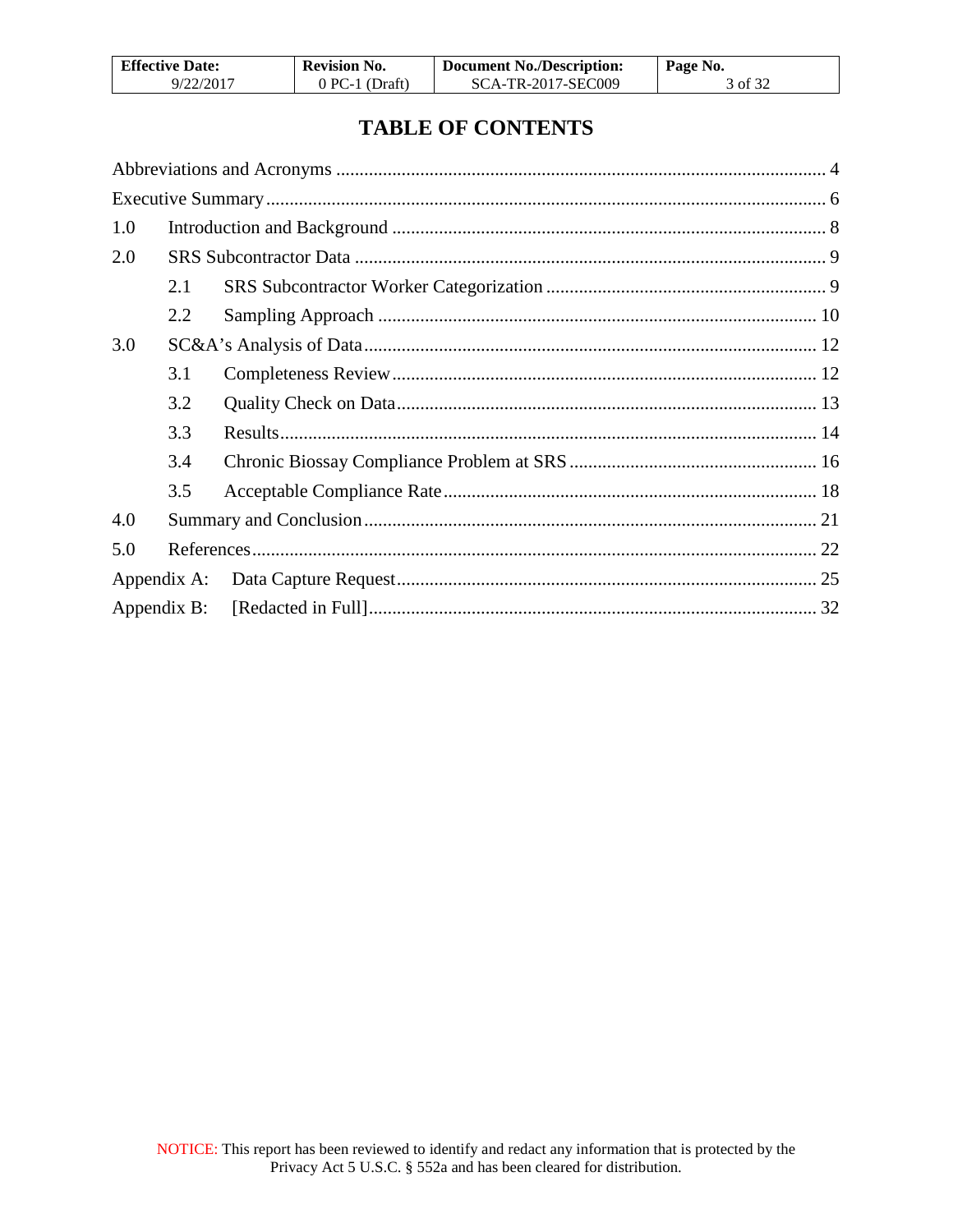# TABLE OF CONTENTS

Abbreviations and Acronyms ........................................................................................................ 4

Executive Summary ....................................................................................................................... 6

1.0 Introduction and Background ............................................................................................. 8

2.0 SRS Subcontractor Data ..................................................................................................... 9

  2.1 SRS Subcontractor Worker Categorization ............................................................ 9

  2.2 Sampling Approach ................................................................................................ 10

3.0 SC&A's Analysis of Data ................................................................................................. 12

  3.1 Completeness Review ............................................................................................ 12

  3.2 Quality Check on Data ........................................................................................... 13

  3.3 Results .................................................................................................................... 14

  3.4 Chronic Biossay Compliance Problem at SRS ...................................................... 16

  3.5 Acceptable Compliance Rate ................................................................................. 18

4.0 Summary and Conclusion ................................................................................................. 21

5.0 References ......................................................................................................................... 22

Appendix A: Data Capture Request ......................................................................................... 25

Appendix B: [Redacted in Full] ............................................................................................... 32

NOTICE: This report has been reviewed to identify and redact any information that is protected by the Privacy Act 5 U.S.C. § 552a and has been cleared for distribution.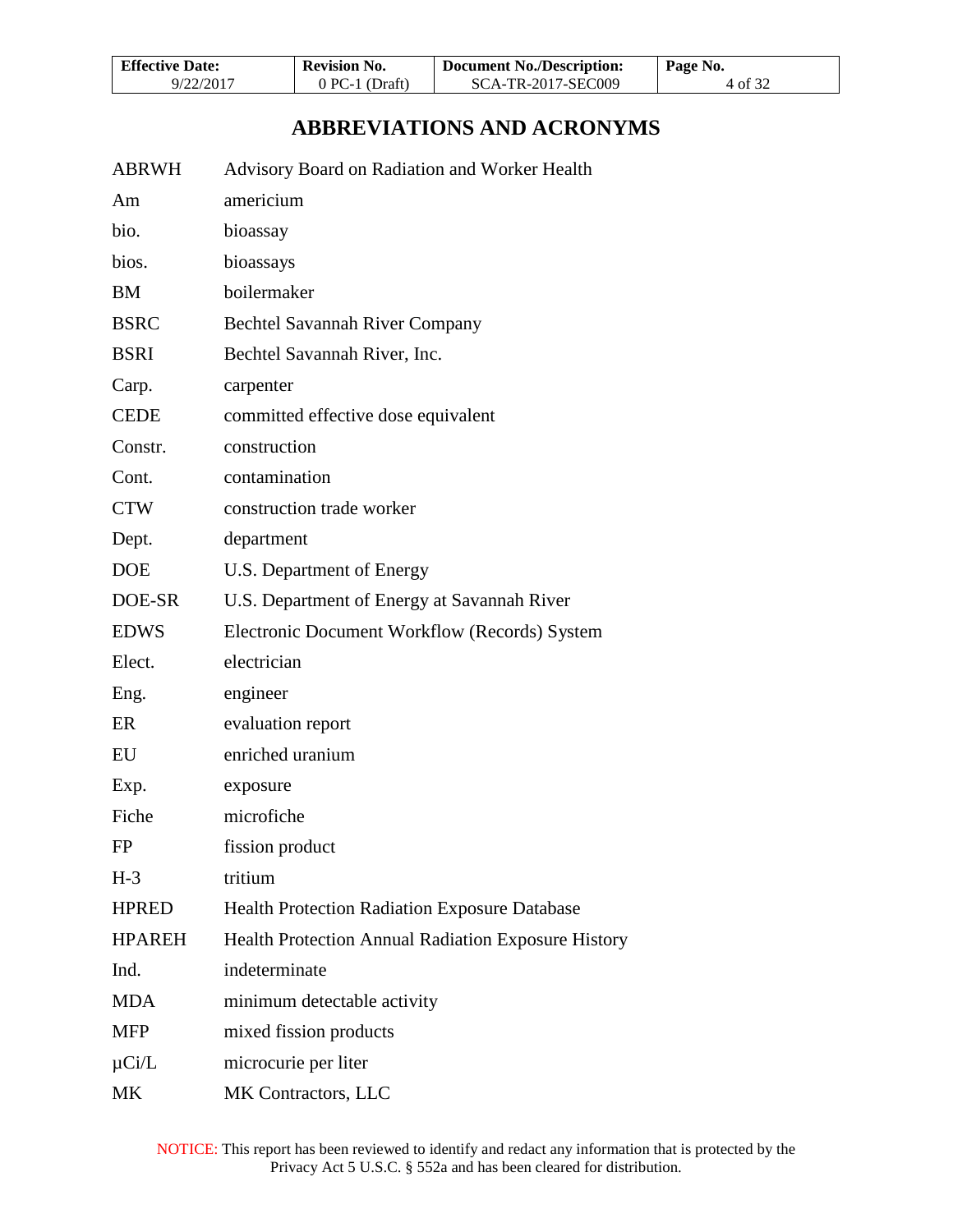# ABBREVIATIONS AND ACRONYMS

| | |
|---|---|
| ABRWH | Advisory Board on Radiation and Worker Health |
| Am | americium |
| bio. | bioassay |
| bios. | bioassays |
| BM | boilermaker |
| BSRC | Bechtel Savannah River Company |
| BSRI | Bechtel Savannah River, Inc. |
| Carp. | carpenter |
| CEDE | committed effective dose equivalent |
| Constr. | construction |
| Cont. | contamination |
| CTW | construction trade worker |
| Dept. | department |
| DOE | U.S. Department of Energy |
| DOE-SR | U.S. Department of Energy at Savannah River |
| EDWS | Electronic Document Workflow (Records) System |
| Elect. | electrician |
| Eng. | engineer |
| ER | evaluation report |
| EU | enriched uranium |
| Exp. | exposure |
| Fiche | microfiche |
| FP | fission product |
| H-3 | tritium |
| HPRED | Health Protection Radiation Exposure Database |
| HPAREH | Health Protection Annual Radiation Exposure History |
| Ind. | indeterminate |
| MDA | minimum detectable activity |
| MFP | mixed fission products |
| μCi/L | microcurie per liter |
| MK | MK Contractors, LLC |

NOTICE: This report has been reviewed to identify and redact any information that is protected by the Privacy Act 5 U.S.C. § 552a and has been cleared for distribution.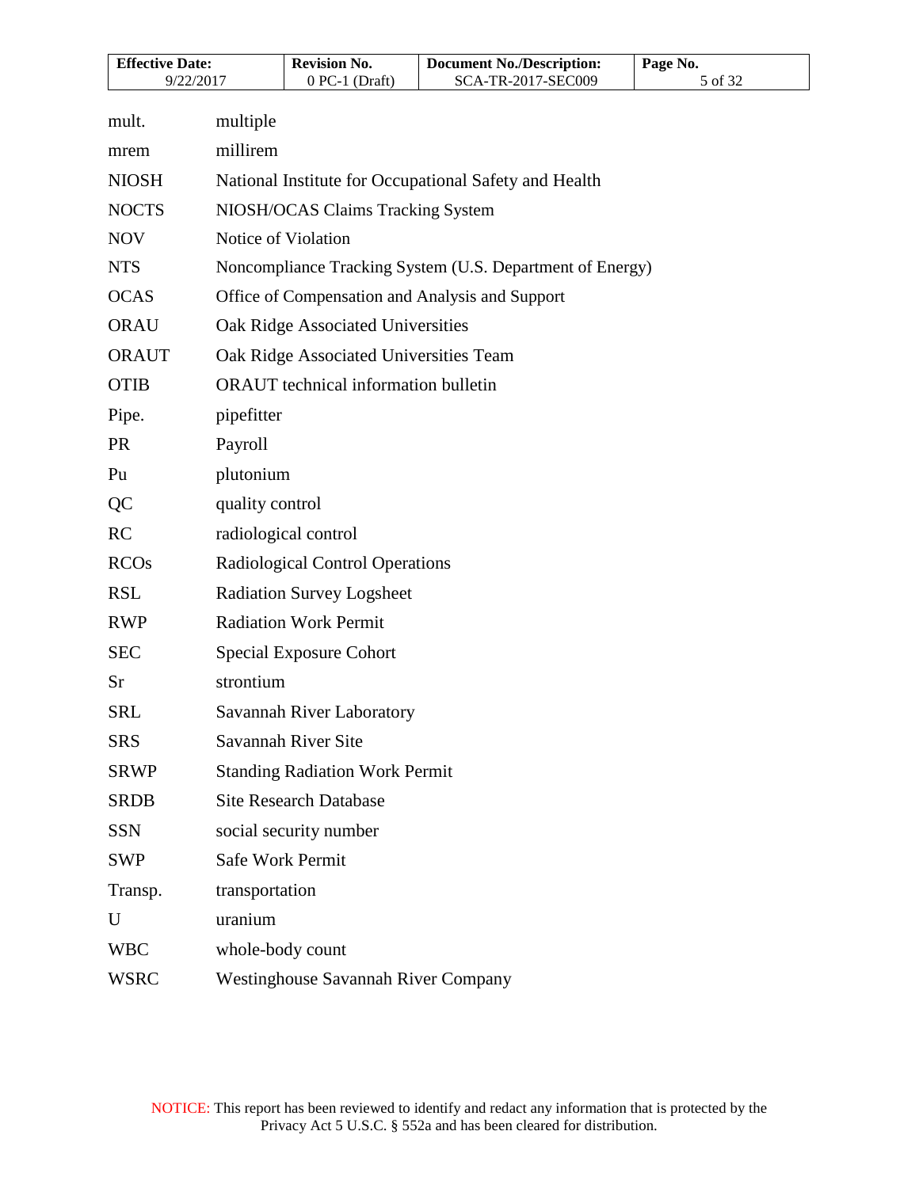| | |
|---|---|
| mult. | multiple |
| mrem | millirem |
| NIOSH | National Institute for Occupational Safety and Health |
| NOCTS | NIOSH/OCAS Claims Tracking System |
| NOV | Notice of Violation |
| NTS | Noncompliance Tracking System (U.S. Department of Energy) |
| OCAS | Office of Compensation and Analysis and Support |
| ORAU | Oak Ridge Associated Universities |
| ORAUT | Oak Ridge Associated Universities Team |
| OTIB | ORAUT technical information bulletin |
| Pipe. | pipefitter |
| PR | Payroll |
| Pu | plutonium |
| QC | quality control |
| RC | radiological control |
| RCOs | Radiological Control Operations |
| RSL | Radiation Survey Logsheet |
| RWP | Radiation Work Permit |
| SEC | Special Exposure Cohort |
| Sr | strontium |
| SRL | Savannah River Laboratory |
| SRS | Savannah River Site |
| SRWP | Standing Radiation Work Permit |
| SRDB | Site Research Database |
| SSN | social security number |
| SWP | Safe Work Permit |
| Transp. | transportation |
| U | uranium |
| WBC | whole-body count |
| WSRC | Westinghouse Savannah River Company |

NOTICE: This report has been reviewed to identify and redact any information that is protected by the Privacy Act 5 U.S.C. § 552a and has been cleared for distribution.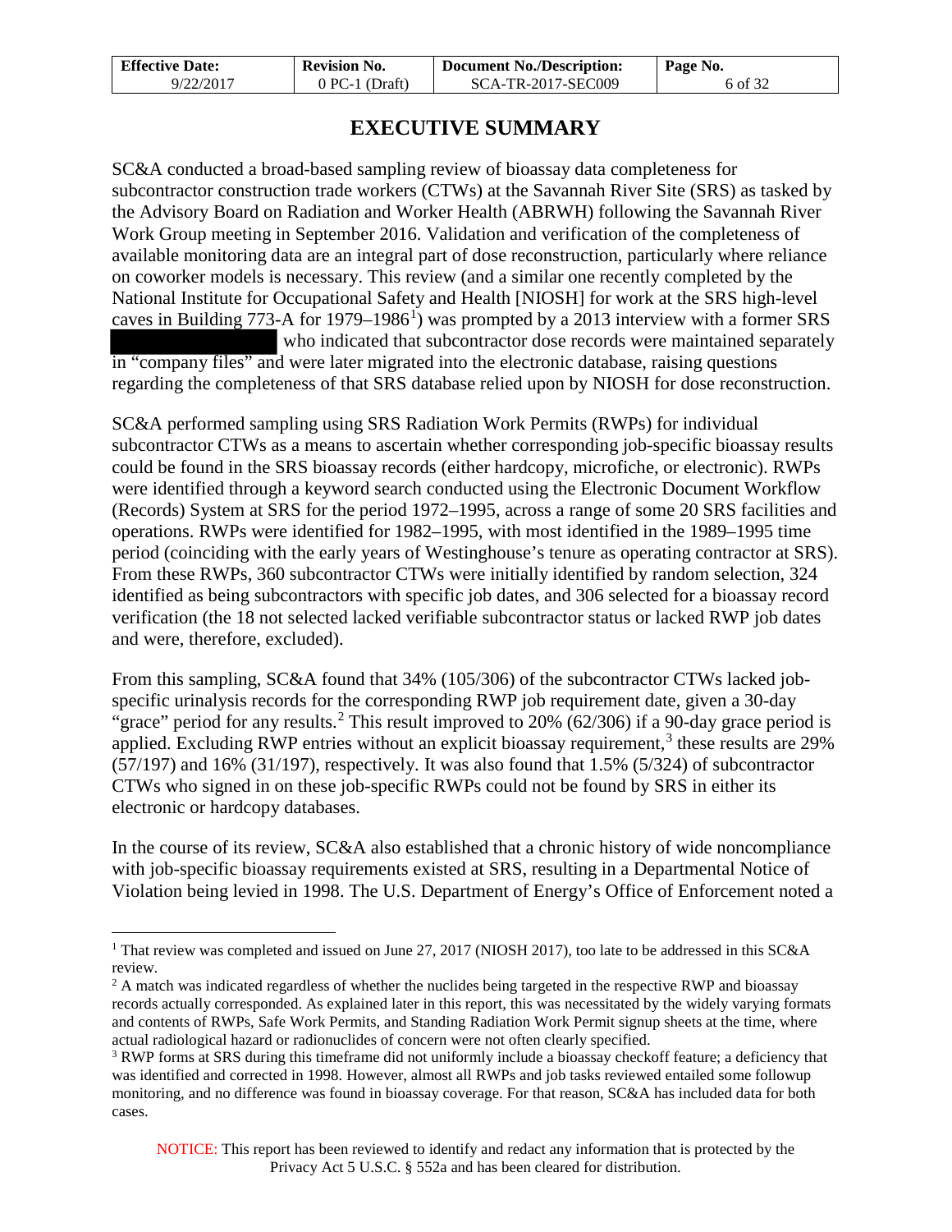# EXECUTIVE SUMMARY

SC&A conducted a broad-based sampling review of bioassay data completeness for subcontractor construction trade workers (CTWs) at the Savannah River Site (SRS) as tasked by the Advisory Board on Radiation and Worker Health (ABRWH) following the Savannah River Work Group meeting in September 2016. Validation and verification of the completeness of available monitoring data are an integral part of dose reconstruction, particularly where reliance on coworker models is necessary. This review (and a similar one recently completed by the National Institute for Occupational Safety and Health [NIOSH] for work at the SRS high-level caves in Building 773-A for 1979–1986[1]) was prompted by a 2013 interview with a former SRS ██████████ who indicated that subcontractor dose records were maintained separately in "company files" and were later migrated into the electronic database, raising questions regarding the completeness of that SRS database relied upon by NIOSH for dose reconstruction.

SC&A performed sampling using SRS Radiation Work Permits (RWPs) for individual subcontractor CTWs as a means to ascertain whether corresponding job-specific bioassay results could be found in the SRS bioassay records (either hardcopy, microfiche, or electronic). RWPs were identified through a keyword search conducted using the Electronic Document Workflow (Records) System at SRS for the period 1972–1995, across a range of some 20 SRS facilities and operations. RWPs were identified for 1982–1995, with most identified in the 1989–1995 time period (coinciding with the early years of Westinghouse's tenure as operating contractor at SRS). From these RWPs, 360 subcontractor CTWs were initially identified by random selection, 324 identified as being subcontractors with specific job dates, and 306 selected for a bioassay record verification (the 18 not selected lacked verifiable subcontractor status or lacked RWP job dates and were, therefore, excluded).

From this sampling, SC&A found that 34% (105/306) of the subcontractor CTWs lacked job-specific urinalysis records for the corresponding RWP job requirement date, given a 30-day "grace" period for any results.[2] This result improved to 20% (62/306) if a 90-day grace period is applied. Excluding RWP entries without an explicit bioassay requirement,[3] these results are 29% (57/197) and 16% (31/197), respectively. It was also found that 1.5% (5/324) of subcontractor CTWs who signed in on these job-specific RWPs could not be found by SRS in either its electronic or hardcopy databases.

In the course of its review, SC&A also established that a chronic history of wide noncompliance with job-specific bioassay requirements existed at SRS, resulting in a Departmental Notice of Violation being levied in 1998. The U.S. Department of Energy's Office of Enforcement noted a

---

[1] That review was completed and issued on June 27, 2017 (NIOSH 2017), too late to be addressed in this SC&A review.

[2] A match was indicated regardless of whether the nuclides being targeted in the respective RWP and bioassay records actually corresponded. As explained later in this report, this was necessitated by the widely varying formats and contents of RWPs, Safe Work Permits, and Standing Radiation Work Permit signup sheets at the time, where actual radiological hazard or radionuclides of concern were not often clearly specified.

[3] RWP forms at SRS during this timeframe did not uniformly include a bioassay checkoff feature; a deficiency that was identified and corrected in 1998. However, almost all RWPs and job tasks reviewed entailed some followup monitoring, and no difference was found in bioassay coverage. For that reason, SC&A has included data for both cases.

NOTICE: This report has been reviewed to identify and redact any information that is protected by the Privacy Act 5 U.S.C. § 552a and has been cleared for distribution.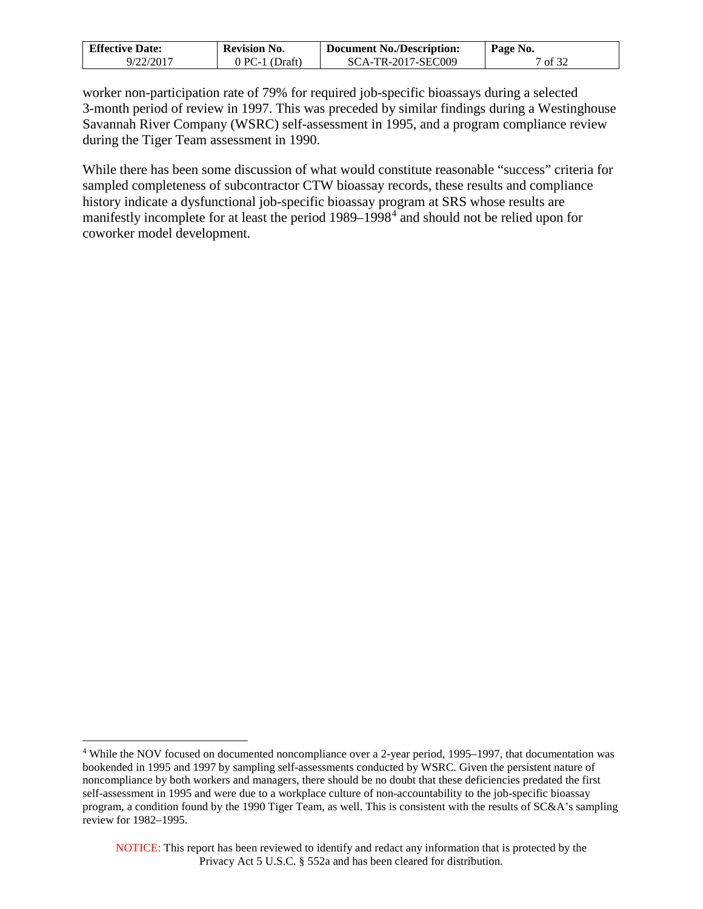worker non-participation rate of 79% for required job-specific bioassays during a selected 3-month period of review in 1997. This was preceded by similar findings during a Westinghouse Savannah River Company (WSRC) self-assessment in 1995, and a program compliance review during the Tiger Team assessment in 1990.

While there has been some discussion of what would constitute reasonable "success" criteria for sampled completeness of subcontractor CTW bioassay records, these results and compliance history indicate a dysfunctional job-specific bioassay program at SRS whose results are manifestly incomplete for at least the period 1989–1998[4] and should not be relied upon for coworker model development.

---

[4] While the NOV focused on documented noncompliance over a 2-year period, 1995–1997, that documentation was bookended in 1995 and 1997 by sampling self-assessments conducted by WSRC. Given the persistent nature of noncompliance by both workers and managers, there should be no doubt that these deficiencies predated the first self-assessment in 1995 and were due to a workplace culture of non-accountability to the job-specific bioassay program, a condition found by the 1990 Tiger Team, as well. This is consistent with the results of SC&A's sampling review for 1982–1995.

NOTICE: This report has been reviewed to identify and redact any information that is protected by the Privacy Act 5 U.S.C. § 552a and has been cleared for distribution.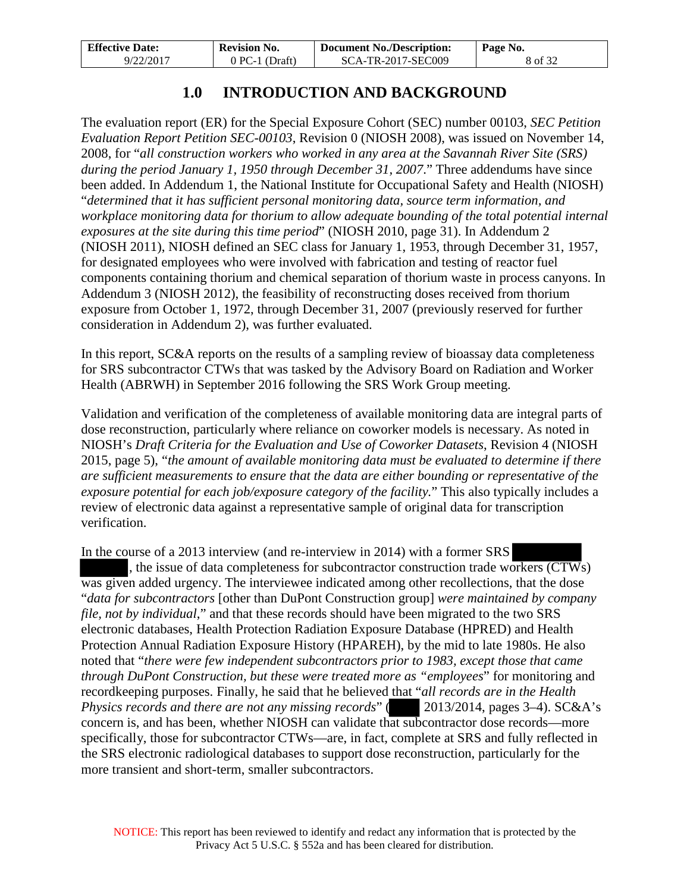# 1.0 INTRODUCTION AND BACKGROUND

The evaluation report (ER) for the Special Exposure Cohort (SEC) number 00103, *SEC Petition Evaluation Report Petition SEC-00103*, Revision 0 (NIOSH 2008), was issued on November 14, 2008, for "*all construction workers who worked in any area at the Savannah River Site (SRS) during the period January 1, 1950 through December 31, 2007.*" Three addendums have since been added. In Addendum 1, the National Institute for Occupational Safety and Health (NIOSH) "*determined that it has sufficient personal monitoring data, source term information, and workplace monitoring data for thorium to allow adequate bounding of the total potential internal exposures at the site during this time period*" (NIOSH 2010, page 31). In Addendum 2 (NIOSH 2011), NIOSH defined an SEC class for January 1, 1953, through December 31, 1957, for designated employees who were involved with fabrication and testing of reactor fuel components containing thorium and chemical separation of thorium waste in process canyons. In Addendum 3 (NIOSH 2012), the feasibility of reconstructing doses received from thorium exposure from October 1, 1972, through December 31, 2007 (previously reserved for further consideration in Addendum 2), was further evaluated.

In this report, SC&A reports on the results of a sampling review of bioassay data completeness for SRS subcontractor CTWs that was tasked by the Advisory Board on Radiation and Worker Health (ABRWH) in September 2016 following the SRS Work Group meeting.

Validation and verification of the completeness of available monitoring data are integral parts of dose reconstruction, particularly where reliance on coworker models is necessary. As noted in NIOSH's *Draft Criteria for the Evaluation and Use of Coworker Datasets*, Revision 4 (NIOSH 2015, page 5), "*the amount of available monitoring data must be evaluated to determine if there are sufficient measurements to ensure that the data are either bounding or representative of the exposure potential for each job/exposure category of the facility.*" This also typically includes a review of electronic data against a representative sample of original data for transcription verification.

In the course of a 2013 interview (and re-interview in 2014) with a former SRS [redacted] [redacted], the issue of data completeness for subcontractor construction trade workers (CTWs) was given added urgency. The interviewee indicated among other recollections, that the dose "*data for subcontractors* [other than DuPont Construction group] *were maintained by company file, not by individual*," and that these records should have been migrated to the two SRS electronic databases, Health Protection Radiation Exposure Database (HPRED) and Health Protection Annual Radiation Exposure History (HPAREH), by the mid to late 1980s. He also noted that "*there were few independent subcontractors prior to 1983, except those that came through DuPont Construction, but these were treated more as "employees*" for monitoring and recordkeeping purposes. Finally, he said that he believed that "*all records are in the Health Physics records and there are not any missing records*" ([redacted] 2013/2014, pages 3–4). SC&A's concern is, and has been, whether NIOSH can validate that subcontractor dose records—more specifically, those for subcontractor CTWs—are, in fact, complete at SRS and fully reflected in the SRS electronic radiological databases to support dose reconstruction, particularly for the more transient and short-term, smaller subcontractors.

NOTICE: This report has been reviewed to identify and redact any information that is protected by the Privacy Act 5 U.S.C. § 552a and has been cleared for distribution.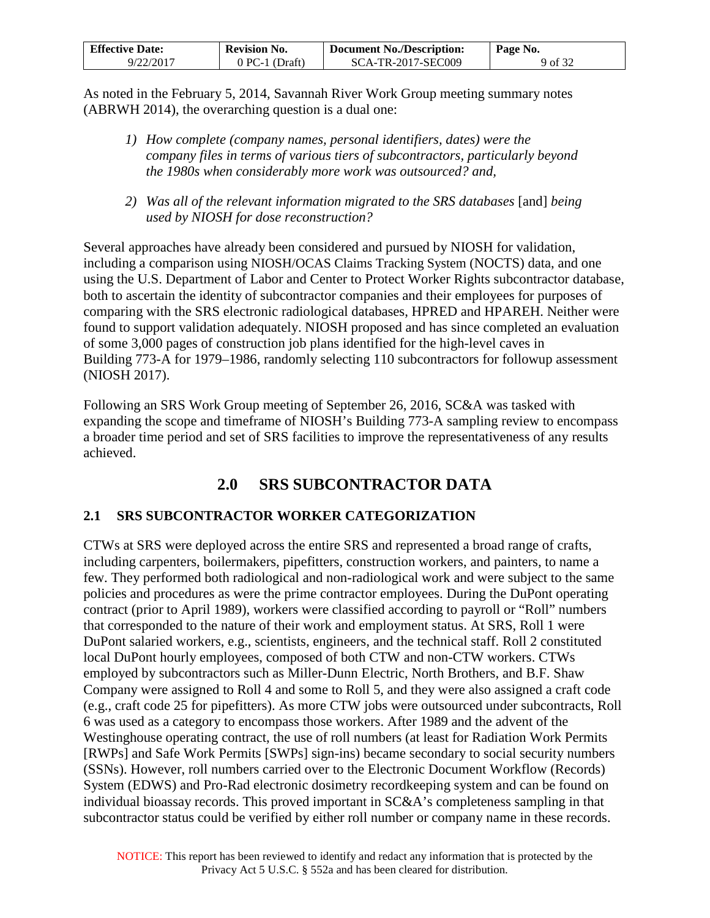As noted in the February 5, 2014, Savannah River Work Group meeting summary notes (ABRWH 2014), the overarching question is a dual one:

1) *How complete (company names, personal identifiers, dates) were the company files in terms of various tiers of subcontractors, particularly beyond the 1980s when considerably more work was outsourced? and,*

2) *Was all of the relevant information migrated to the SRS databases* [and] *being used by NIOSH for dose reconstruction?*

Several approaches have already been considered and pursued by NIOSH for validation, including a comparison using NIOSH/OCAS Claims Tracking System (NOCTS) data, and one using the U.S. Department of Labor and Center to Protect Worker Rights subcontractor database, both to ascertain the identity of subcontractor companies and their employees for purposes of comparing with the SRS electronic radiological databases, HPRED and HPAREH. Neither were found to support validation adequately. NIOSH proposed and has since completed an evaluation of some 3,000 pages of construction job plans identified for the high-level caves in Building 773-A for 1979–1986, randomly selecting 110 subcontractors for followup assessment (NIOSH 2017).

Following an SRS Work Group meeting of September 26, 2016, SC&A was tasked with expanding the scope and timeframe of NIOSH's Building 773-A sampling review to encompass a broader time period and set of SRS facilities to improve the representativeness of any results achieved.

# 2.0 SRS SUBCONTRACTOR DATA

## 2.1 SRS SUBCONTRACTOR WORKER CATEGORIZATION

CTWs at SRS were deployed across the entire SRS and represented a broad range of crafts, including carpenters, boilermakers, pipefitters, construction workers, and painters, to name a few. They performed both radiological and non-radiological work and were subject to the same policies and procedures as were the prime contractor employees. During the DuPont operating contract (prior to April 1989), workers were classified according to payroll or "Roll" numbers that corresponded to the nature of their work and employment status. At SRS, Roll 1 were DuPont salaried workers, e.g., scientists, engineers, and the technical staff. Roll 2 constituted local DuPont hourly employees, composed of both CTW and non-CTW workers. CTWs employed by subcontractors such as Miller-Dunn Electric, North Brothers, and B.F. Shaw Company were assigned to Roll 4 and some to Roll 5, and they were also assigned a craft code (e.g., craft code 25 for pipefitters). As more CTW jobs were outsourced under subcontracts, Roll 6 was used as a category to encompass those workers. After 1989 and the advent of the Westinghouse operating contract, the use of roll numbers (at least for Radiation Work Permits [RWPs] and Safe Work Permits [SWPs] sign-ins) became secondary to social security numbers (SSNs). However, roll numbers carried over to the Electronic Document Workflow (Records) System (EDWS) and Pro-Rad electronic dosimetry recordkeeping system and can be found on individual bioassay records. This proved important in SC&A's completeness sampling in that subcontractor status could be verified by either roll number or company name in these records.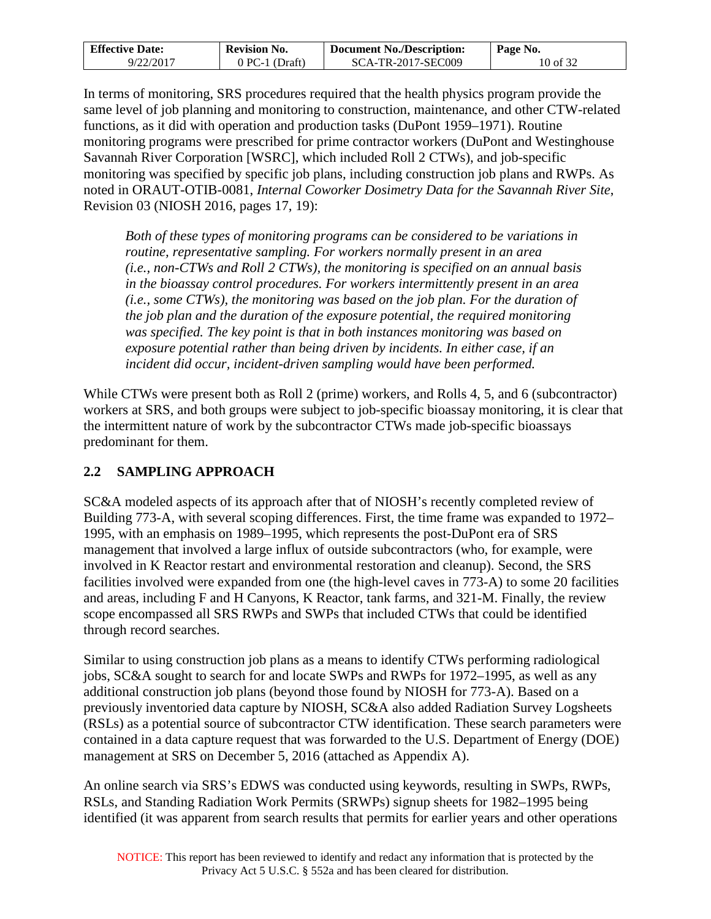In terms of monitoring, SRS procedures required that the health physics program provide the same level of job planning and monitoring to construction, maintenance, and other CTW-related functions, as it did with operation and production tasks (DuPont 1959–1971). Routine monitoring programs were prescribed for prime contractor workers (DuPont and Westinghouse Savannah River Corporation [WSRC], which included Roll 2 CTWs), and job-specific monitoring was specified by specific job plans, including construction job plans and RWPs. As noted in ORAUT-OTIB-0081, *Internal Coworker Dosimetry Data for the Savannah River Site*, Revision 03 (NIOSH 2016, pages 17, 19):

> *Both of these types of monitoring programs can be considered to be variations in routine, representative sampling. For workers normally present in an area (i.e., non-CTWs and Roll 2 CTWs), the monitoring is specified on an annual basis in the bioassay control procedures. For workers intermittently present in an area (i.e., some CTWs), the monitoring was based on the job plan. For the duration of the job plan and the duration of the exposure potential, the required monitoring was specified. The key point is that in both instances monitoring was based on exposure potential rather than being driven by incidents. In either case, if an incident did occur, incident-driven sampling would have been performed.*

While CTWs were present both as Roll 2 (prime) workers, and Rolls 4, 5, and 6 (subcontractor) workers at SRS, and both groups were subject to job-specific bioassay monitoring, it is clear that the intermittent nature of work by the subcontractor CTWs made job-specific bioassays predominant for them.

## 2.2 SAMPLING APPROACH

SC&A modeled aspects of its approach after that of NIOSH's recently completed review of Building 773-A, with several scoping differences. First, the time frame was expanded to 1972–1995, with an emphasis on 1989–1995, which represents the post-DuPont era of SRS management that involved a large influx of outside subcontractors (who, for example, were involved in K Reactor restart and environmental restoration and cleanup). Second, the SRS facilities involved were expanded from one (the high-level caves in 773-A) to some 20 facilities and areas, including F and H Canyons, K Reactor, tank farms, and 321-M. Finally, the review scope encompassed all SRS RWPs and SWPs that included CTWs that could be identified through record searches.

Similar to using construction job plans as a means to identify CTWs performing radiological jobs, SC&A sought to search for and locate SWPs and RWPs for 1972–1995, as well as any additional construction job plans (beyond those found by NIOSH for 773-A). Based on a previously inventoried data capture by NIOSH, SC&A also added Radiation Survey Logsheets (RSLs) as a potential source of subcontractor CTW identification. These search parameters were contained in a data capture request that was forwarded to the U.S. Department of Energy (DOE) management at SRS on December 5, 2016 (attached as Appendix A).

An online search via SRS's EDWS was conducted using keywords, resulting in SWPs, RWPs, RSLs, and Standing Radiation Work Permits (SRWPs) signup sheets for 1982–1995 being identified (it was apparent from search results that permits for earlier years and other operations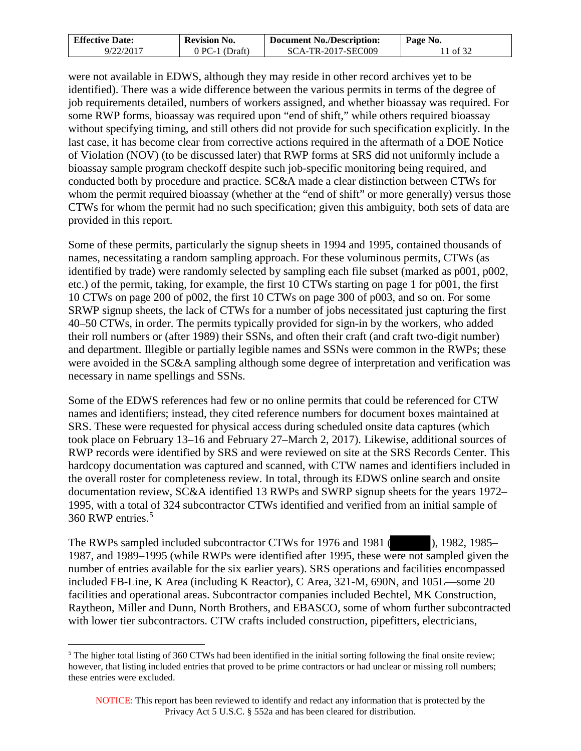were not available in EDWS, although they may reside in other record archives yet to be identified). There was a wide difference between the various permits in terms of the degree of job requirements detailed, numbers of workers assigned, and whether bioassay was required. For some RWP forms, bioassay was required upon "end of shift," while others required bioassay without specifying timing, and still others did not provide for such specification explicitly. In the last case, it has become clear from corrective actions required in the aftermath of a DOE Notice of Violation (NOV) (to be discussed later) that RWP forms at SRS did not uniformly include a bioassay sample program checkoff despite such job-specific monitoring being required, and conducted both by procedure and practice. SC&A made a clear distinction between CTWs for whom the permit required bioassay (whether at the "end of shift" or more generally) versus those CTWs for whom the permit had no such specification; given this ambiguity, both sets of data are provided in this report.

Some of these permits, particularly the signup sheets in 1994 and 1995, contained thousands of names, necessitating a random sampling approach. For these voluminous permits, CTWs (as identified by trade) were randomly selected by sampling each file subset (marked as p001, p002, etc.) of the permit, taking, for example, the first 10 CTWs starting on page 1 for p001, the first 10 CTWs on page 200 of p002, the first 10 CTWs on page 300 of p003, and so on. For some SRWP signup sheets, the lack of CTWs for a number of jobs necessitated just capturing the first 40–50 CTWs, in order. The permits typically provided for sign-in by the workers, who added their roll numbers or (after 1989) their SSNs, and often their craft (and craft two-digit number) and department. Illegible or partially legible names and SSNs were common in the RWPs; these were avoided in the SC&A sampling although some degree of interpretation and verification was necessary in name spellings and SSNs.

Some of the EDWS references had few or no online permits that could be referenced for CTW names and identifiers; instead, they cited reference numbers for document boxes maintained at SRS. These were requested for physical access during scheduled onsite data captures (which took place on February 13–16 and February 27–March 2, 2017). Likewise, additional sources of RWP records were identified by SRS and were reviewed on site at the SRS Records Center. This hardcopy documentation was captured and scanned, with CTW names and identifiers included in the overall roster for completeness review. In total, through its EDWS online search and onsite documentation review, SC&A identified 13 RWPs and SWRP signup sheets for the years 1972–1995, with a total of 324 subcontractor CTWs identified and verified from an initial sample of 360 RWP entries.[5]

The RWPs sampled included subcontractor CTWs for 1976 and 1981 (██████), 1982, 1985–1987, and 1989–1995 (while RWPs were identified after 1995, these were not sampled given the number of entries available for the six earlier years). SRS operations and facilities encompassed included FB-Line, K Area (including K Reactor), C Area, 321-M, 690N, and 105L—some 20 facilities and operational areas. Subcontractor companies included Bechtel, MK Construction, Raytheon, Miller and Dunn, North Brothers, and EBASCO, some of whom further subcontracted with lower tier subcontractors. CTW crafts included construction, pipefitters, electricians,

---

[5] The higher total listing of 360 CTWs had been identified in the initial sorting following the final onsite review; however, that listing included entries that proved to be prime contractors or had unclear or missing roll numbers; these entries were excluded.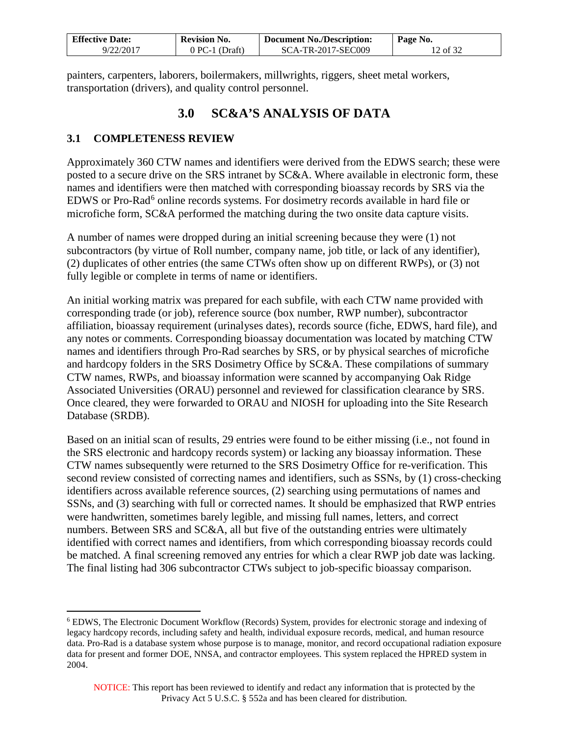painters, carpenters, laborers, boilermakers, millwrights, riggers, sheet metal workers, transportation (drivers), and quality control personnel.

# 3.0 SC&A'S ANALYSIS OF DATA

## 3.1 COMPLETENESS REVIEW

Approximately 360 CTW names and identifiers were derived from the EDWS search; these were posted to a secure drive on the SRS intranet by SC&A. Where available in electronic form, these names and identifiers were then matched with corresponding bioassay records by SRS via the EDWS or Pro-Rad[6] online records systems. For dosimetry records available in hard file or microfiche form, SC&A performed the matching during the two onsite data capture visits.

A number of names were dropped during an initial screening because they were (1) not subcontractors (by virtue of Roll number, company name, job title, or lack of any identifier), (2) duplicates of other entries (the same CTWs often show up on different RWPs), or (3) not fully legible or complete in terms of name or identifiers.

An initial working matrix was prepared for each subfile, with each CTW name provided with corresponding trade (or job), reference source (box number, RWP number), subcontractor affiliation, bioassay requirement (urinalyses dates), records source (fiche, EDWS, hard file), and any notes or comments. Corresponding bioassay documentation was located by matching CTW names and identifiers through Pro-Rad searches by SRS, or by physical searches of microfiche and hardcopy folders in the SRS Dosimetry Office by SC&A. These compilations of summary CTW names, RWPs, and bioassay information were scanned by accompanying Oak Ridge Associated Universities (ORAU) personnel and reviewed for classification clearance by SRS. Once cleared, they were forwarded to ORAU and NIOSH for uploading into the Site Research Database (SRDB).

Based on an initial scan of results, 29 entries were found to be either missing (i.e., not found in the SRS electronic and hardcopy records system) or lacking any bioassay information. These CTW names subsequently were returned to the SRS Dosimetry Office for re-verification. This second review consisted of correcting names and identifiers, such as SSNs, by (1) cross-checking identifiers across available reference sources, (2) searching using permutations of names and SSNs, and (3) searching with full or corrected names. It should be emphasized that RWP entries were handwritten, sometimes barely legible, and missing full names, letters, and correct numbers. Between SRS and SC&A, all but five of the outstanding entries were ultimately identified with correct names and identifiers, from which corresponding bioassay records could be matched. A final screening removed any entries for which a clear RWP job date was lacking. The final listing had 306 subcontractor CTWs subject to job-specific bioassay comparison.

---

[6] EDWS, The Electronic Document Workflow (Records) System, provides for electronic storage and indexing of legacy hardcopy records, including safety and health, individual exposure records, medical, and human resource data. Pro-Rad is a database system whose purpose is to manage, monitor, and record occupational radiation exposure data for present and former DOE, NNSA, and contractor employees. This system replaced the HPRED system in 2004.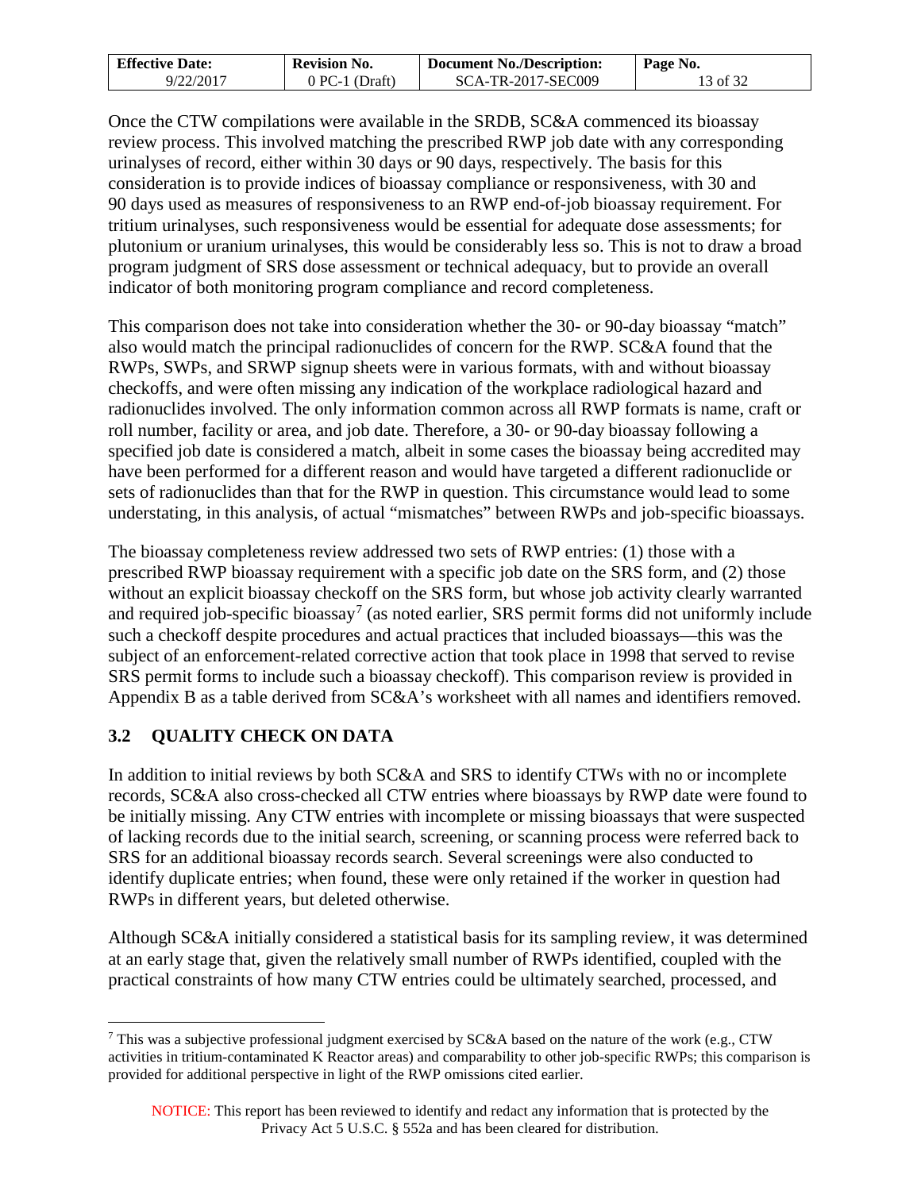Once the CTW compilations were available in the SRDB, SC&A commenced its bioassay review process. This involved matching the prescribed RWP job date with any corresponding urinalyses of record, either within 30 days or 90 days, respectively. The basis for this consideration is to provide indices of bioassay compliance or responsiveness, with 30 and 90 days used as measures of responsiveness to an RWP end-of-job bioassay requirement. For tritium urinalyses, such responsiveness would be essential for adequate dose assessments; for plutonium or uranium urinalyses, this would be considerably less so. This is not to draw a broad program judgment of SRS dose assessment or technical adequacy, but to provide an overall indicator of both monitoring program compliance and record completeness.

This comparison does not take into consideration whether the 30- or 90-day bioassay "match" also would match the principal radionuclides of concern for the RWP. SC&A found that the RWPs, SWPs, and SRWP signup sheets were in various formats, with and without bioassay checkoffs, and were often missing any indication of the workplace radiological hazard and radionuclides involved. The only information common across all RWP formats is name, craft or roll number, facility or area, and job date. Therefore, a 30- or 90-day bioassay following a specified job date is considered a match, albeit in some cases the bioassay being accredited may have been performed for a different reason and would have targeted a different radionuclide or sets of radionuclides than that for the RWP in question. This circumstance would lead to some understating, in this analysis, of actual "mismatches" between RWPs and job-specific bioassays.

The bioassay completeness review addressed two sets of RWP entries: (1) those with a prescribed RWP bioassay requirement with a specific job date on the SRS form, and (2) those without an explicit bioassay checkoff on the SRS form, but whose job activity clearly warranted and required job-specific bioassay[7] (as noted earlier, SRS permit forms did not uniformly include such a checkoff despite procedures and actual practices that included bioassays—this was the subject of an enforcement-related corrective action that took place in 1998 that served to revise SRS permit forms to include such a bioassay checkoff). This comparison review is provided in Appendix B as a table derived from SC&A's worksheet with all names and identifiers removed.

## 3.2 QUALITY CHECK ON DATA

In addition to initial reviews by both SC&A and SRS to identify CTWs with no or incomplete records, SC&A also cross-checked all CTW entries where bioassays by RWP date were found to be initially missing. Any CTW entries with incomplete or missing bioassays that were suspected of lacking records due to the initial search, screening, or scanning process were referred back to SRS for an additional bioassay records search. Several screenings were also conducted to identify duplicate entries; when found, these were only retained if the worker in question had RWPs in different years, but deleted otherwise.

Although SC&A initially considered a statistical basis for its sampling review, it was determined at an early stage that, given the relatively small number of RWPs identified, coupled with the practical constraints of how many CTW entries could be ultimately searched, processed, and

---

[7] This was a subjective professional judgment exercised by SC&A based on the nature of the work (e.g., CTW activities in tritium-contaminated K Reactor areas) and comparability to other job-specific RWPs; this comparison is provided for additional perspective in light of the RWP omissions cited earlier.

NOTICE: This report has been reviewed to identify and redact any information that is protected by the Privacy Act 5 U.S.C. § 552a and has been cleared for distribution.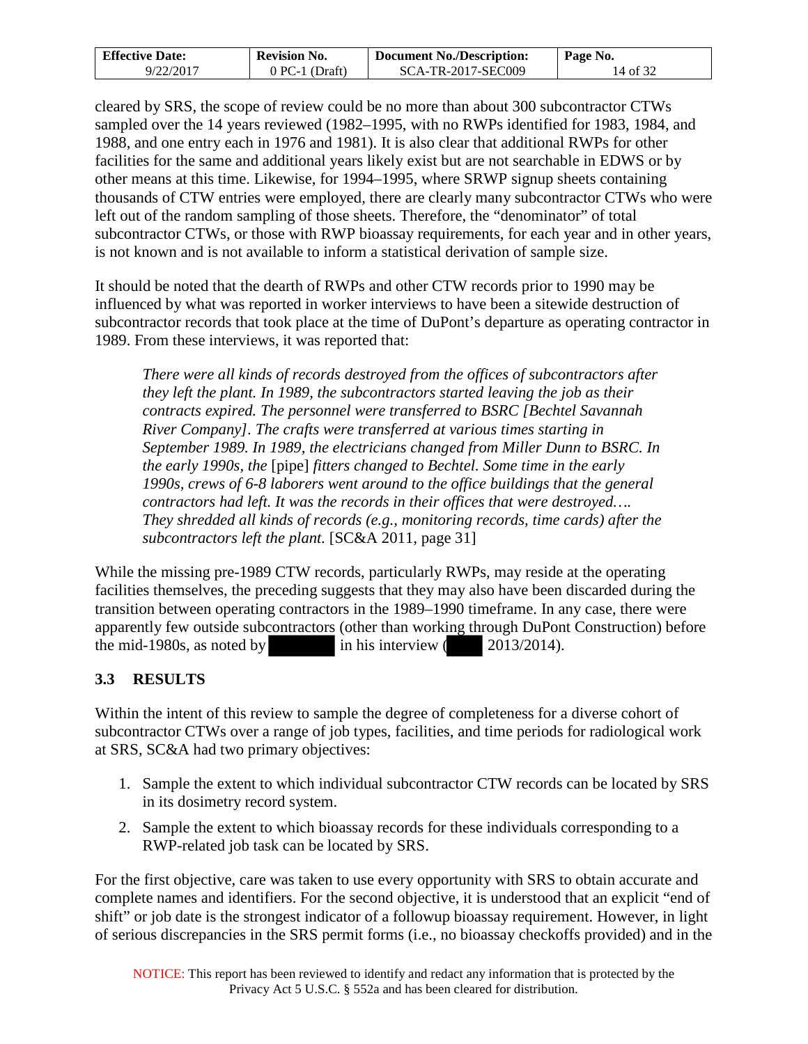cleared by SRS, the scope of review could be no more than about 300 subcontractor CTWs sampled over the 14 years reviewed (1982–1995, with no RWPs identified for 1983, 1984, and 1988, and one entry each in 1976 and 1981). It is also clear that additional RWPs for other facilities for the same and additional years likely exist but are not searchable in EDWS or by other means at this time. Likewise, for 1994–1995, where SRWP signup sheets containing thousands of CTW entries were employed, there are clearly many subcontractor CTWs who were left out of the random sampling of those sheets. Therefore, the "denominator" of total subcontractor CTWs, or those with RWP bioassay requirements, for each year and in other years, is not known and is not available to inform a statistical derivation of sample size.

It should be noted that the dearth of RWPs and other CTW records prior to 1990 may be influenced by what was reported in worker interviews to have been a sitewide destruction of subcontractor records that took place at the time of DuPont's departure as operating contractor in 1989. From these interviews, it was reported that:

> *There were all kinds of records destroyed from the offices of subcontractors after they left the plant. In 1989, the subcontractors started leaving the job as their contracts expired. The personnel were transferred to BSRC [Bechtel Savannah River Company]. The crafts were transferred at various times starting in September 1989. In 1989, the electricians changed from Miller Dunn to BSRC. In the early 1990s, the* [pipe] *fitters changed to Bechtel. Some time in the early 1990s, crews of 6-8 laborers went around to the office buildings that the general contractors had left. It was the records in their offices that were destroyed…. They shredded all kinds of records (e.g., monitoring records, time cards) after the subcontractors left the plant.* [SC&A 2011, page 31]

While the missing pre-1989 CTW records, particularly RWPs, may reside at the operating facilities themselves, the preceding suggests that they may also have been discarded during the transition between operating contractors in the 1989–1990 timeframe. In any case, there were apparently few outside subcontractors (other than working through DuPont Construction) before the mid-1980s, as noted by [redacted] in his interview ([redacted] 2013/2014).

### 3.3 RESULTS

Within the intent of this review to sample the degree of completeness for a diverse cohort of subcontractor CTWs over a range of job types, facilities, and time periods for radiological work at SRS, SC&A had two primary objectives:

1. Sample the extent to which individual subcontractor CTW records can be located by SRS in its dosimetry record system.
2. Sample the extent to which bioassay records for these individuals corresponding to a RWP-related job task can be located by SRS.

For the first objective, care was taken to use every opportunity with SRS to obtain accurate and complete names and identifiers. For the second objective, it is understood that an explicit "end of shift" or job date is the strongest indicator of a followup bioassay requirement. However, in light of serious discrepancies in the SRS permit forms (i.e., no bioassay checkoffs provided) and in the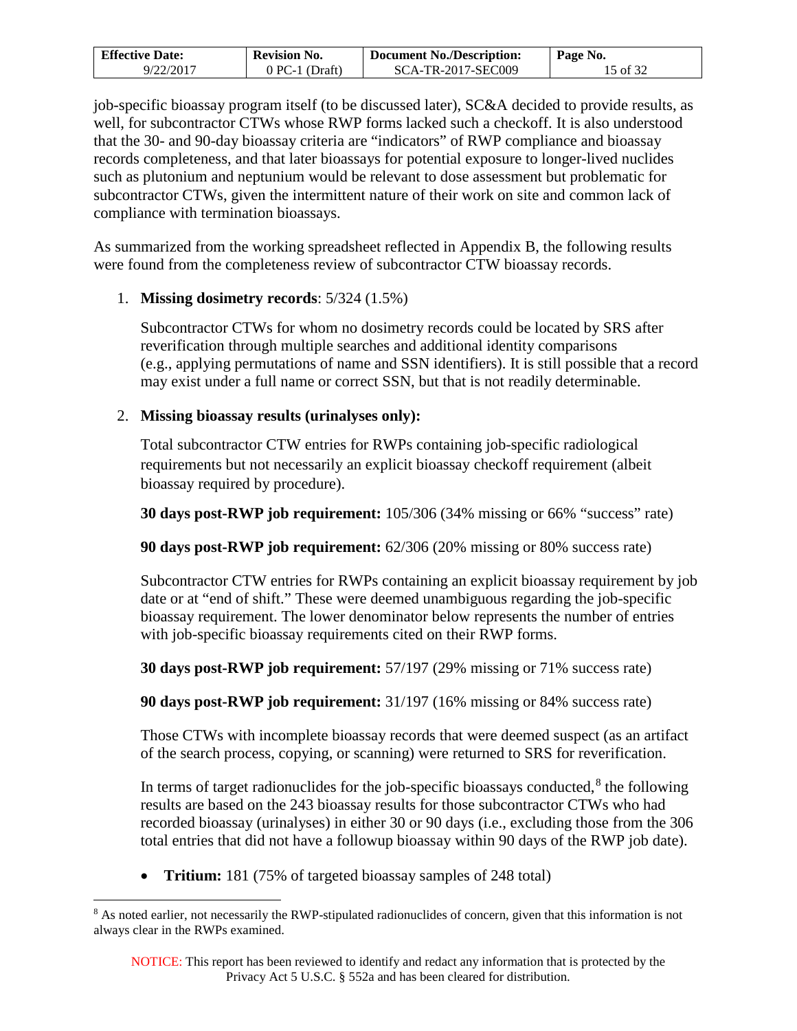job-specific bioassay program itself (to be discussed later), SC&A decided to provide results, as well, for subcontractor CTWs whose RWP forms lacked such a checkoff. It is also understood that the 30- and 90-day bioassay criteria are "indicators" of RWP compliance and bioassay records completeness, and that later bioassays for potential exposure to longer-lived nuclides such as plutonium and neptunium would be relevant to dose assessment but problematic for subcontractor CTWs, given the intermittent nature of their work on site and common lack of compliance with termination bioassays.

As summarized from the working spreadsheet reflected in Appendix B, the following results were found from the completeness review of subcontractor CTW bioassay records.

1. **Missing dosimetry records**: 5/324 (1.5%)

   Subcontractor CTWs for whom no dosimetry records could be located by SRS after reverification through multiple searches and additional identity comparisons (e.g., applying permutations of name and SSN identifiers). It is still possible that a record may exist under a full name or correct SSN, but that is not readily determinable.

2. **Missing bioassay results (urinalyses only):**

   Total subcontractor CTW entries for RWPs containing job-specific radiological requirements but not necessarily an explicit bioassay checkoff requirement (albeit bioassay required by procedure).

   **30 days post-RWP job requirement:** 105/306 (34% missing or 66% "success" rate)

   **90 days post-RWP job requirement:** 62/306 (20% missing or 80% success rate)

   Subcontractor CTW entries for RWPs containing an explicit bioassay requirement by job date or at "end of shift." These were deemed unambiguous regarding the job-specific bioassay requirement. The lower denominator below represents the number of entries with job-specific bioassay requirements cited on their RWP forms.

   **30 days post-RWP job requirement:** 57/197 (29% missing or 71% success rate)

   **90 days post-RWP job requirement:** 31/197 (16% missing or 84% success rate)

   Those CTWs with incomplete bioassay records that were deemed suspect (as an artifact of the search process, copying, or scanning) were returned to SRS for reverification.

   In terms of target radionuclides for the job-specific bioassays conducted,[8] the following results are based on the 243 bioassay results for those subcontractor CTWs who had recorded bioassay (urinalyses) in either 30 or 90 days (i.e., excluding those from the 306 total entries that did not have a followup bioassay within 90 days of the RWP job date).

   - **Tritium:** 181 (75% of targeted bioassay samples of 248 total)

[8] As noted earlier, not necessarily the RWP-stipulated radionuclides of concern, given that this information is not always clear in the RWPs examined.

NOTICE: This report has been reviewed to identify and redact any information that is protected by the Privacy Act 5 U.S.C. § 552a and has been cleared for distribution.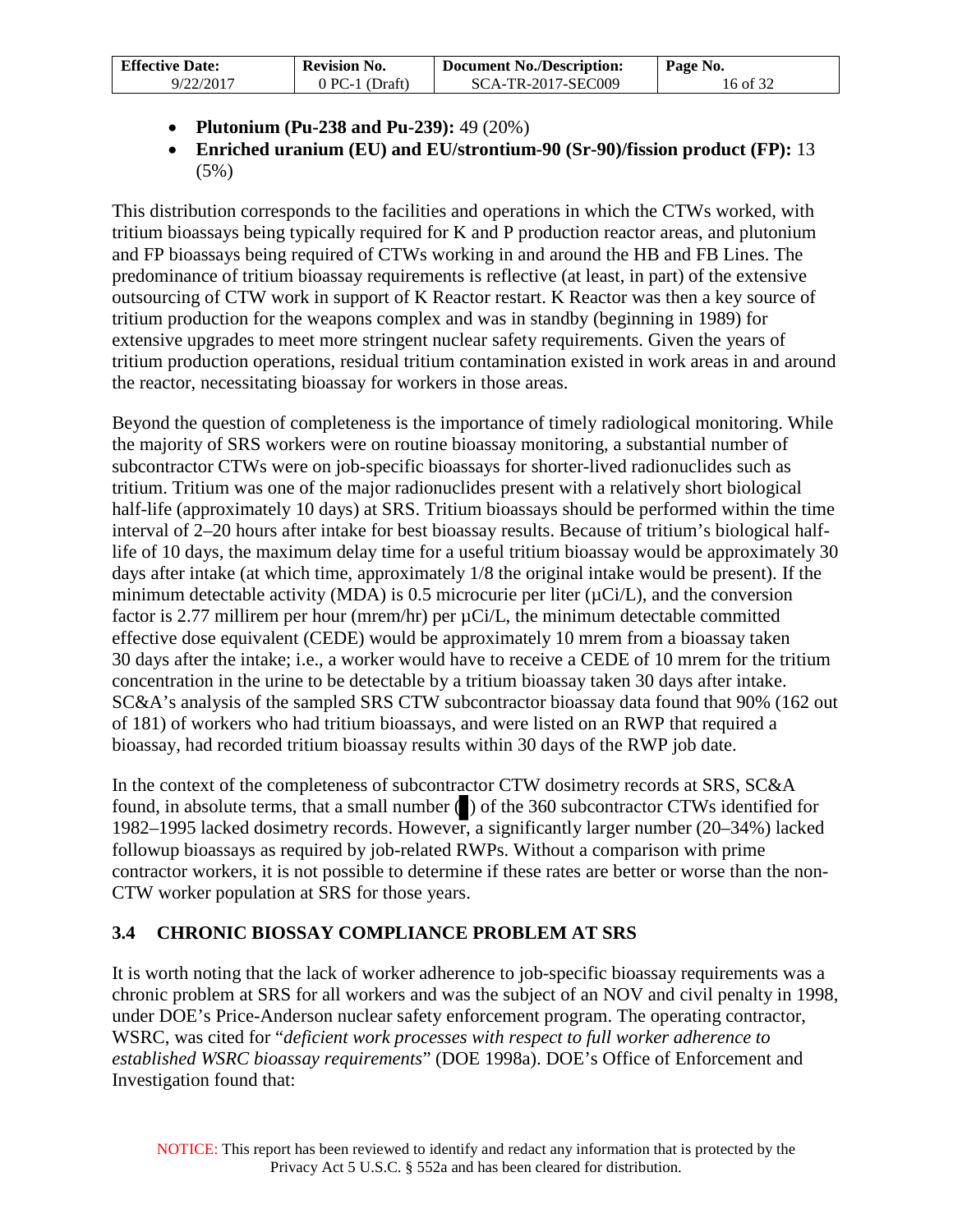- **Plutonium (Pu-238 and Pu-239):** 49 (20%)
- **Enriched uranium (EU) and EU/strontium-90 (Sr-90)/fission product (FP):** 13 (5%)

This distribution corresponds to the facilities and operations in which the CTWs worked, with tritium bioassays being typically required for K and P production reactor areas, and plutonium and FP bioassays being required of CTWs working in and around the HB and FB Lines. The predominance of tritium bioassay requirements is reflective (at least, in part) of the extensive outsourcing of CTW work in support of K Reactor restart. K Reactor was then a key source of tritium production for the weapons complex and was in standby (beginning in 1989) for extensive upgrades to meet more stringent nuclear safety requirements. Given the years of tritium production operations, residual tritium contamination existed in work areas in and around the reactor, necessitating bioassay for workers in those areas.

Beyond the question of completeness is the importance of timely radiological monitoring. While the majority of SRS workers were on routine bioassay monitoring, a substantial number of subcontractor CTWs were on job-specific bioassays for shorter-lived radionuclides such as tritium. Tritium was one of the major radionuclides present with a relatively short biological half-life (approximately 10 days) at SRS. Tritium bioassays should be performed within the time interval of 2–20 hours after intake for best bioassay results. Because of tritium's biological half-life of 10 days, the maximum delay time for a useful tritium bioassay would be approximately 30 days after intake (at which time, approximately 1/8 the original intake would be present). If the minimum detectable activity (MDA) is 0.5 microcurie per liter (μCi/L), and the conversion factor is 2.77 millirem per hour (mrem/hr) per μCi/L, the minimum detectable committed effective dose equivalent (CEDE) would be approximately 10 mrem from a bioassay taken 30 days after the intake; i.e., a worker would have to receive a CEDE of 10 mrem for the tritium concentration in the urine to be detectable by a tritium bioassay taken 30 days after intake. SC&A's analysis of the sampled SRS CTW subcontractor bioassay data found that 90% (162 out of 181) of workers who had tritium bioassays, and were listed on an RWP that required a bioassay, had recorded tritium bioassay results within 30 days of the RWP job date.

In the context of the completeness of subcontractor CTW dosimetry records at SRS, SC&A found, in absolute terms, that a small number (█) of the 360 subcontractor CTWs identified for 1982–1995 lacked dosimetry records. However, a significantly larger number (20–34%) lacked followup bioassays as required by job-related RWPs. Without a comparison with prime contractor workers, it is not possible to determine if these rates are better or worse than the non-CTW worker population at SRS for those years.

### 3.4 CHRONIC BIOSSAY COMPLIANCE PROBLEM AT SRS

It is worth noting that the lack of worker adherence to job-specific bioassay requirements was a chronic problem at SRS for all workers and was the subject of an NOV and civil penalty in 1998, under DOE's Price-Anderson nuclear safety enforcement program. The operating contractor, WSRC, was cited for "*deficient work processes with respect to full worker adherence to established WSRC bioassay requirements*" (DOE 1998a). DOE's Office of Enforcement and Investigation found that:

NOTICE: This report has been reviewed to identify and redact any information that is protected by the Privacy Act 5 U.S.C. § 552a and has been cleared for distribution.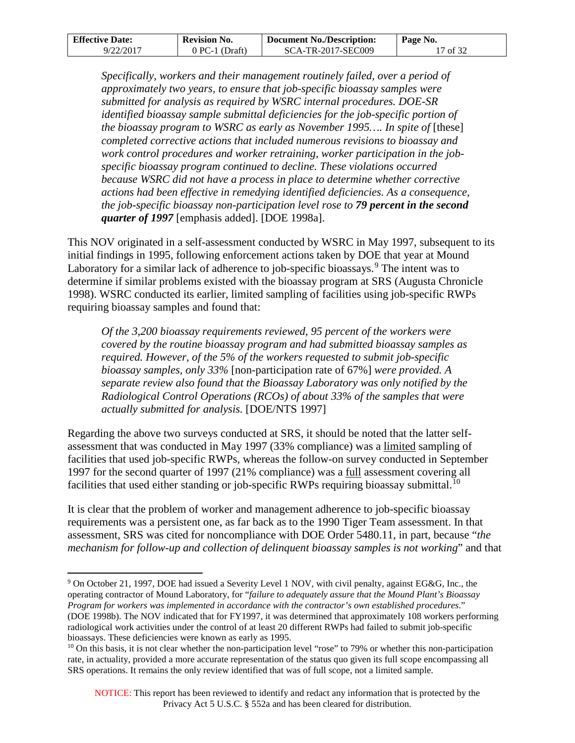> *Specifically, workers and their management routinely failed, over a period of approximately two years, to ensure that job-specific bioassay samples were submitted for analysis as required by WSRC internal procedures. DOE-SR identified bioassay sample submittal deficiencies for the job-specific portion of the bioassay program to WSRC as early as November 1995…. In spite of* [these] *completed corrective actions that included numerous revisions to bioassay and work control procedures and worker retraining, worker participation in the job-specific bioassay program continued to decline. These violations occurred because WSRC did not have a process in place to determine whether corrective actions had been effective in remedying identified deficiencies. As a consequence, the job-specific bioassay non-participation level rose to* ***79 percent in the second quarter of 1997*** [emphasis added]. [DOE 1998a].

This NOV originated in a self-assessment conducted by WSRC in May 1997, subsequent to its initial findings in 1995, following enforcement actions taken by DOE that year at Mound Laboratory for a similar lack of adherence to job-specific bioassays.[9] The intent was to determine if similar problems existed with the bioassay program at SRS (Augusta Chronicle 1998). WSRC conducted its earlier, limited sampling of facilities using job-specific RWPs requiring bioassay samples and found that:

> *Of the 3,200 bioassay requirements reviewed, 95 percent of the workers were covered by the routine bioassay program and had submitted bioassay samples as required. However, of the 5% of the workers requested to submit job-specific bioassay samples, only 33%* [non-participation rate of 67%] *were provided. A separate review also found that the Bioassay Laboratory was only notified by the Radiological Control Operations (RCOs) of about 33% of the samples that were actually submitted for analysis.* [DOE/NTS 1997]

Regarding the above two surveys conducted at SRS, it should be noted that the latter self-assessment that was conducted in May 1997 (33% compliance) was a <u>limited</u> sampling of facilities that used job-specific RWPs, whereas the follow-on survey conducted in September 1997 for the second quarter of 1997 (21% compliance) was a <u>full</u> assessment covering all facilities that used either standing or job-specific RWPs requiring bioassay submittal.[10]

It is clear that the problem of worker and management adherence to job-specific bioassay requirements was a persistent one, as far back as to the 1990 Tiger Team assessment. In that assessment, SRS was cited for noncompliance with DOE Order 5480.11, in part, because "*the mechanism for follow-up and collection of delinquent bioassay samples is not working*" and that

---

[9] On October 21, 1997, DOE had issued a Severity Level 1 NOV, with civil penalty, against EG&G, Inc., the operating contractor of Mound Laboratory, for "*failure to adequately assure that the Mound Plant's Bioassay Program for workers was implemented in accordance with the contractor's own established procedures*." (DOE 1998b). The NOV indicated that for FY1997, it was determined that approximately 108 workers performing radiological work activities under the control of at least 20 different RWPs had failed to submit job-specific bioassays. These deficiencies were known as early as 1995.

[10] On this basis, it is not clear whether the non-participation level "rose" to 79% or whether this non-participation rate, in actuality, provided a more accurate representation of the status quo given its full scope encompassing all SRS operations. It remains the only review identified that was of full scope, not a limited sample.

NOTICE: This report has been reviewed to identify and redact any information that is protected by the Privacy Act 5 U.S.C. § 552a and has been cleared for distribution.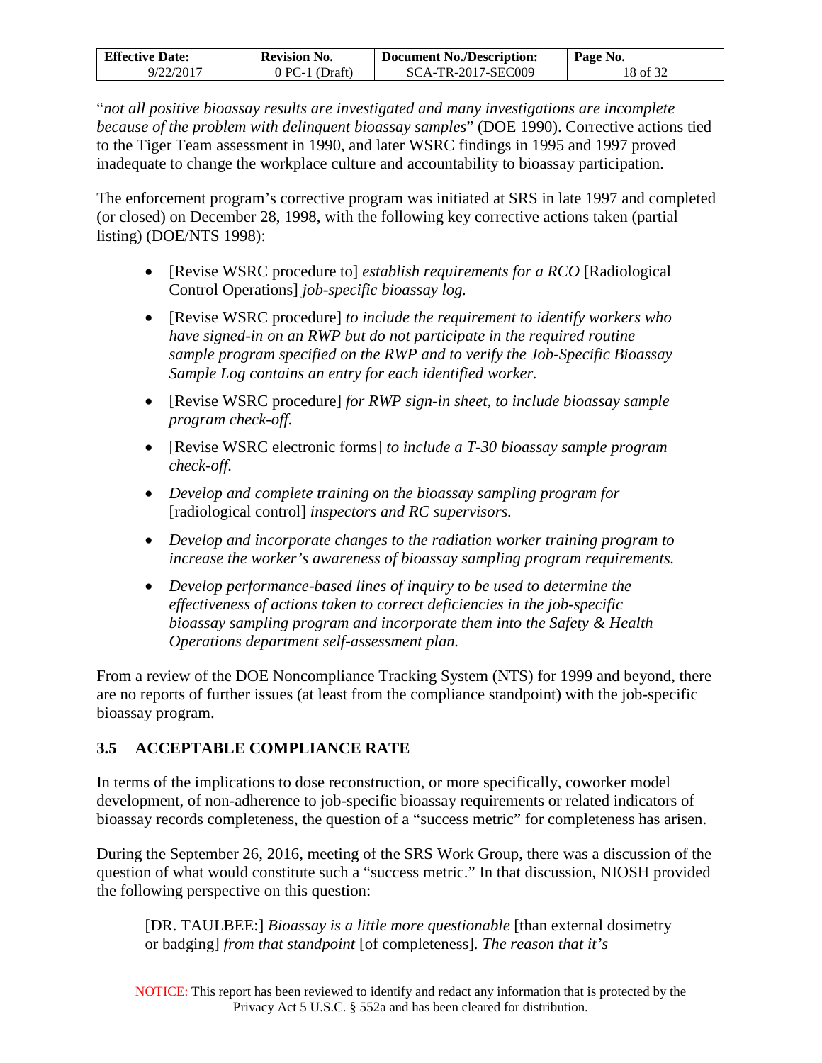"*not all positive bioassay results are investigated and many investigations are incomplete because of the problem with delinquent bioassay samples*" (DOE 1990). Corrective actions tied to the Tiger Team assessment in 1990, and later WSRC findings in 1995 and 1997 proved inadequate to change the workplace culture and accountability to bioassay participation.

The enforcement program's corrective program was initiated at SRS in late 1997 and completed (or closed) on December 28, 1998, with the following key corrective actions taken (partial listing) (DOE/NTS 1998):

- [Revise WSRC procedure to] *establish requirements for a RCO* [Radiological Control Operations] *job-specific bioassay log.*
- [Revise WSRC procedure] *to include the requirement to identify workers who have signed-in on an RWP but do not participate in the required routine sample program specified on the RWP and to verify the Job-Specific Bioassay Sample Log contains an entry for each identified worker.*
- [Revise WSRC procedure] *for RWP sign-in sheet, to include bioassay sample program check-off.*
- [Revise WSRC electronic forms] *to include a T-30 bioassay sample program check-off.*
- *Develop and complete training on the bioassay sampling program for* [radiological control] *inspectors and RC supervisors.*
- *Develop and incorporate changes to the radiation worker training program to increase the worker's awareness of bioassay sampling program requirements.*
- *Develop performance-based lines of inquiry to be used to determine the effectiveness of actions taken to correct deficiencies in the job-specific bioassay sampling program and incorporate them into the Safety & Health Operations department self-assessment plan.*

From a review of the DOE Noncompliance Tracking System (NTS) for 1999 and beyond, there are no reports of further issues (at least from the compliance standpoint) with the job-specific bioassay program.

### 3.5 ACCEPTABLE COMPLIANCE RATE

In terms of the implications to dose reconstruction, or more specifically, coworker model development, of non-adherence to job-specific bioassay requirements or related indicators of bioassay records completeness, the question of a "success metric" for completeness has arisen.

During the September 26, 2016, meeting of the SRS Work Group, there was a discussion of the question of what would constitute such a "success metric." In that discussion, NIOSH provided the following perspective on this question:

> [DR. TAULBEE:] *Bioassay is a little more questionable* [than external dosimetry or badging] *from that standpoint* [of completeness]*. The reason that it's*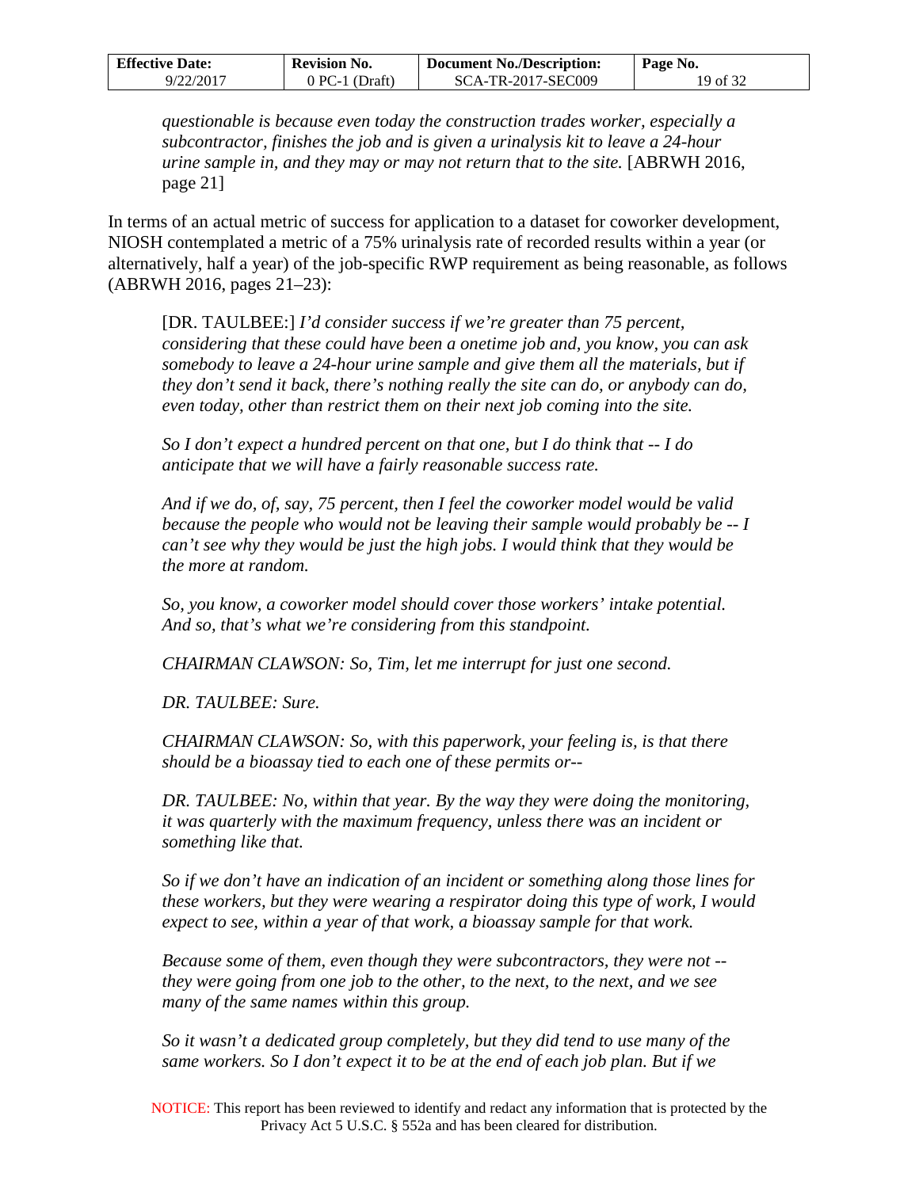> *questionable is because even today the construction trades worker, especially a subcontractor, finishes the job and is given a urinalysis kit to leave a 24-hour urine sample in, and they may or may not return that to the site.* [ABRWH 2016, page 21]

In terms of an actual metric of success for application to a dataset for coworker development, NIOSH contemplated a metric of a 75% urinalysis rate of recorded results within a year (or alternatively, half a year) of the job-specific RWP requirement as being reasonable, as follows (ABRWH 2016, pages 21–23):

> [DR. TAULBEE:] *I'd consider success if we're greater than 75 percent, considering that these could have been a onetime job and, you know, you can ask somebody to leave a 24-hour urine sample and give them all the materials, but if they don't send it back, there's nothing really the site can do, or anybody can do, even today, other than restrict them on their next job coming into the site.*
>
> *So I don't expect a hundred percent on that one, but I do think that -- I do anticipate that we will have a fairly reasonable success rate.*
>
> *And if we do, of, say, 75 percent, then I feel the coworker model would be valid because the people who would not be leaving their sample would probably be -- I can't see why they would be just the high jobs. I would think that they would be the more at random.*
>
> *So, you know, a coworker model should cover those workers' intake potential. And so, that's what we're considering from this standpoint.*
>
> *CHAIRMAN CLAWSON: So, Tim, let me interrupt for just one second.*
>
> *DR. TAULBEE: Sure.*
>
> *CHAIRMAN CLAWSON: So, with this paperwork, your feeling is, is that there should be a bioassay tied to each one of these permits or--*
>
> *DR. TAULBEE: No, within that year. By the way they were doing the monitoring, it was quarterly with the maximum frequency, unless there was an incident or something like that.*
>
> *So if we don't have an indication of an incident or something along those lines for these workers, but they were wearing a respirator doing this type of work, I would expect to see, within a year of that work, a bioassay sample for that work.*
>
> *Because some of them, even though they were subcontractors, they were not -- they were going from one job to the other, to the next, to the next, and we see many of the same names within this group.*
>
> *So it wasn't a dedicated group completely, but they did tend to use many of the same workers. So I don't expect it to be at the end of each job plan. But if we*

NOTICE: This report has been reviewed to identify and redact any information that is protected by the Privacy Act 5 U.S.C. § 552a and has been cleared for distribution.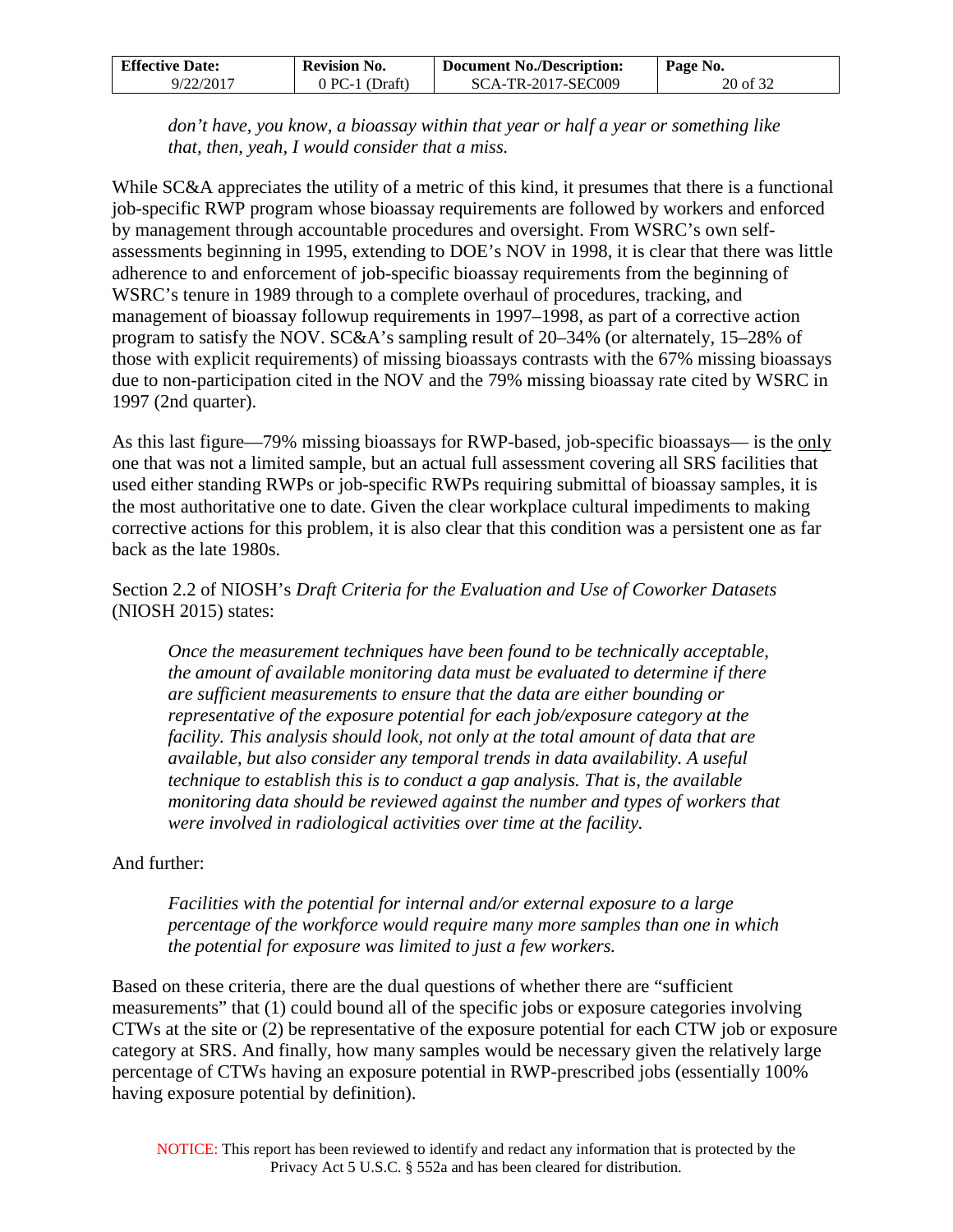*don't have, you know, a bioassay within that year or half a year or something like that, then, yeah, I would consider that a miss.*

While SC&A appreciates the utility of a metric of this kind, it presumes that there is a functional job-specific RWP program whose bioassay requirements are followed by workers and enforced by management through accountable procedures and oversight. From WSRC's own self-assessments beginning in 1995, extending to DOE's NOV in 1998, it is clear that there was little adherence to and enforcement of job-specific bioassay requirements from the beginning of WSRC's tenure in 1989 through to a complete overhaul of procedures, tracking, and management of bioassay followup requirements in 1997–1998, as part of a corrective action program to satisfy the NOV. SC&A's sampling result of 20–34% (or alternately, 15–28% of those with explicit requirements) of missing bioassays contrasts with the 67% missing bioassays due to non-participation cited in the NOV and the 79% missing bioassay rate cited by WSRC in 1997 (2nd quarter).

As this last figure—79% missing bioassays for RWP-based, job-specific bioassays— is the <u>only</u> one that was not a limited sample, but an actual full assessment covering all SRS facilities that used either standing RWPs or job-specific RWPs requiring submittal of bioassay samples, it is the most authoritative one to date. Given the clear workplace cultural impediments to making corrective actions for this problem, it is also clear that this condition was a persistent one as far back as the late 1980s.

Section 2.2 of NIOSH's *Draft Criteria for the Evaluation and Use of Coworker Datasets* (NIOSH 2015) states:

> *Once the measurement techniques have been found to be technically acceptable, the amount of available monitoring data must be evaluated to determine if there are sufficient measurements to ensure that the data are either bounding or representative of the exposure potential for each job/exposure category at the facility. This analysis should look, not only at the total amount of data that are available, but also consider any temporal trends in data availability. A useful technique to establish this is to conduct a gap analysis. That is, the available monitoring data should be reviewed against the number and types of workers that were involved in radiological activities over time at the facility.*

And further:

> *Facilities with the potential for internal and/or external exposure to a large percentage of the workforce would require many more samples than one in which the potential for exposure was limited to just a few workers.*

Based on these criteria, there are the dual questions of whether there are "sufficient measurements" that (1) could bound all of the specific jobs or exposure categories involving CTWs at the site or (2) be representative of the exposure potential for each CTW job or exposure category at SRS. And finally, how many samples would be necessary given the relatively large percentage of CTWs having an exposure potential in RWP-prescribed jobs (essentially 100% having exposure potential by definition).

NOTICE: This report has been reviewed to identify and redact any information that is protected by the Privacy Act 5 U.S.C. § 552a and has been cleared for distribution.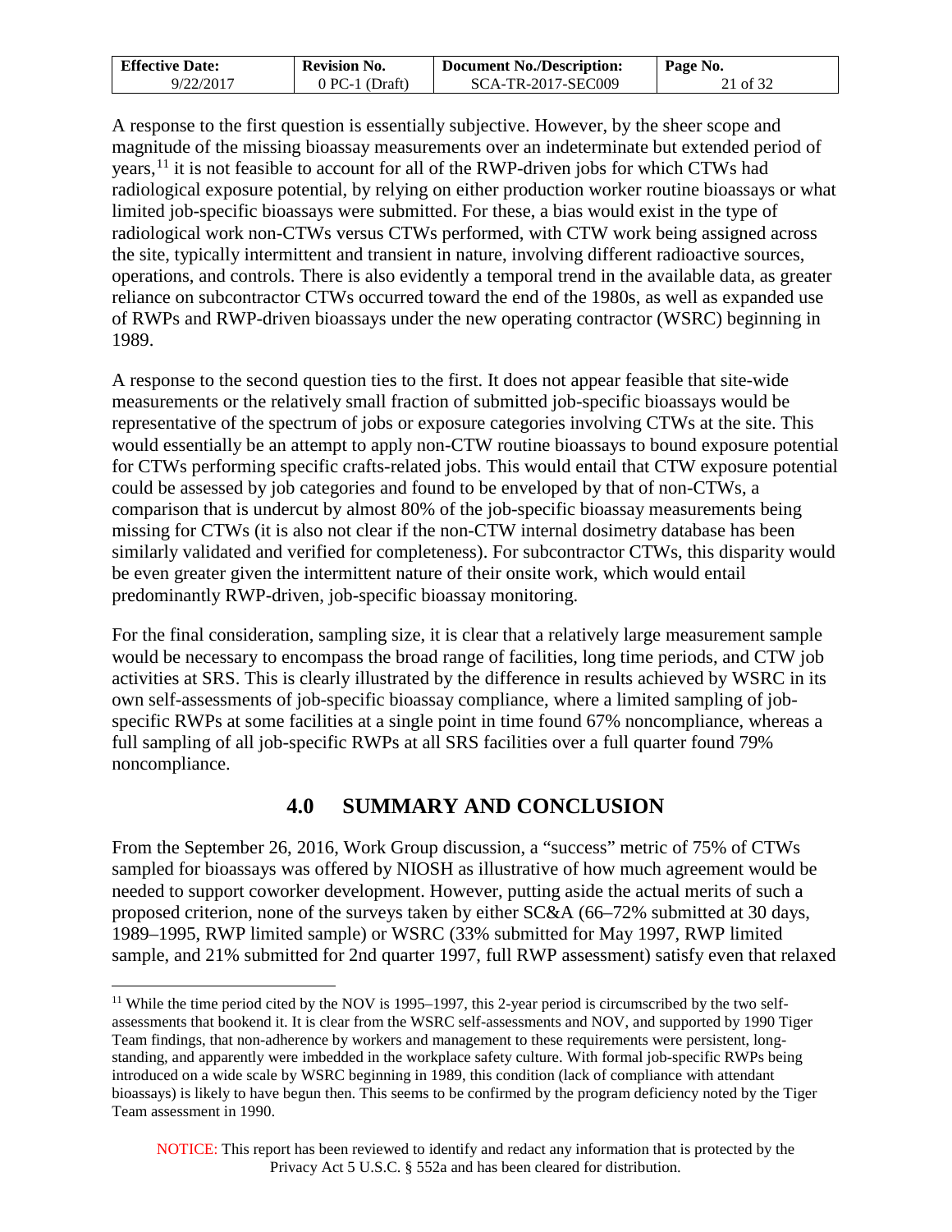A response to the first question is essentially subjective. However, by the sheer scope and magnitude of the missing bioassay measurements over an indeterminate but extended period of years,[11] it is not feasible to account for all of the RWP-driven jobs for which CTWs had radiological exposure potential, by relying on either production worker routine bioassays or what limited job-specific bioassays were submitted. For these, a bias would exist in the type of radiological work non-CTWs versus CTWs performed, with CTW work being assigned across the site, typically intermittent and transient in nature, involving different radioactive sources, operations, and controls. There is also evidently a temporal trend in the available data, as greater reliance on subcontractor CTWs occurred toward the end of the 1980s, as well as expanded use of RWPs and RWP-driven bioassays under the new operating contractor (WSRC) beginning in 1989.

A response to the second question ties to the first. It does not appear feasible that site-wide measurements or the relatively small fraction of submitted job-specific bioassays would be representative of the spectrum of jobs or exposure categories involving CTWs at the site. This would essentially be an attempt to apply non-CTW routine bioassays to bound exposure potential for CTWs performing specific crafts-related jobs. This would entail that CTW exposure potential could be assessed by job categories and found to be enveloped by that of non-CTWs, a comparison that is undercut by almost 80% of the job-specific bioassay measurements being missing for CTWs (it is also not clear if the non-CTW internal dosimetry database has been similarly validated and verified for completeness). For subcontractor CTWs, this disparity would be even greater given the intermittent nature of their onsite work, which would entail predominantly RWP-driven, job-specific bioassay monitoring.

For the final consideration, sampling size, it is clear that a relatively large measurement sample would be necessary to encompass the broad range of facilities, long time periods, and CTW job activities at SRS. This is clearly illustrated by the difference in results achieved by WSRC in its own self-assessments of job-specific bioassay compliance, where a limited sampling of job-specific RWPs at some facilities at a single point in time found 67% noncompliance, whereas a full sampling of all job-specific RWPs at all SRS facilities over a full quarter found 79% noncompliance.

# 4.0 SUMMARY AND CONCLUSION

From the September 26, 2016, Work Group discussion, a "success" metric of 75% of CTWs sampled for bioassays was offered by NIOSH as illustrative of how much agreement would be needed to support coworker development. However, putting aside the actual merits of such a proposed criterion, none of the surveys taken by either SC&A (66–72% submitted at 30 days, 1989–1995, RWP limited sample) or WSRC (33% submitted for May 1997, RWP limited sample, and 21% submitted for 2nd quarter 1997, full RWP assessment) satisfy even that relaxed

---

[11] While the time period cited by the NOV is 1995–1997, this 2-year period is circumscribed by the two self-assessments that bookend it. It is clear from the WSRC self-assessments and NOV, and supported by 1990 Tiger Team findings, that non-adherence by workers and management to these requirements were persistent, long-standing, and apparently were imbedded in the workplace safety culture. With formal job-specific RWPs being introduced on a wide scale by WSRC beginning in 1989, this condition (lack of compliance with attendant bioassays) is likely to have begun then. This seems to be confirmed by the program deficiency noted by the Tiger Team assessment in 1990.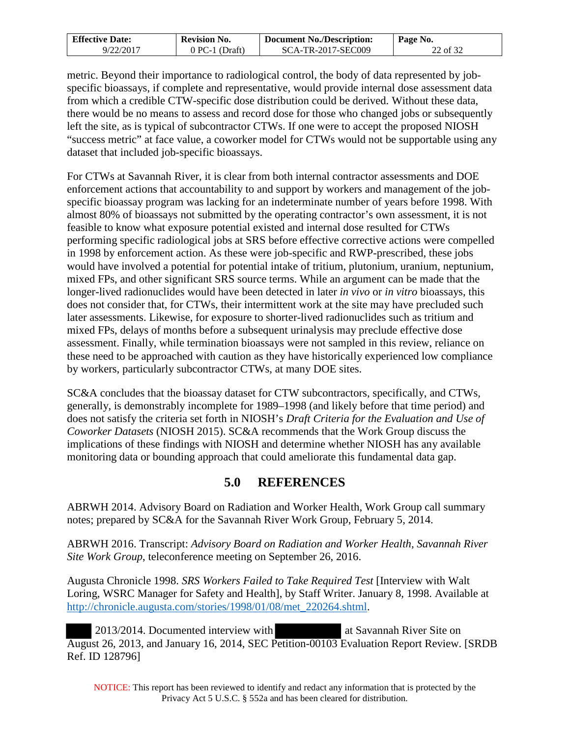metric. Beyond their importance to radiological control, the body of data represented by job-specific bioassays, if complete and representative, would provide internal dose assessment data from which a credible CTW-specific dose distribution could be derived. Without these data, there would be no means to assess and record dose for those who changed jobs or subsequently left the site, as is typical of subcontractor CTWs. If one were to accept the proposed NIOSH "success metric" at face value, a coworker model for CTWs would not be supportable using any dataset that included job-specific bioassays.

For CTWs at Savannah River, it is clear from both internal contractor assessments and DOE enforcement actions that accountability to and support by workers and management of the job-specific bioassay program was lacking for an indeterminate number of years before 1998. With almost 80% of bioassays not submitted by the operating contractor's own assessment, it is not feasible to know what exposure potential existed and internal dose resulted for CTWs performing specific radiological jobs at SRS before effective corrective actions were compelled in 1998 by enforcement action. As these were job-specific and RWP-prescribed, these jobs would have involved a potential for potential intake of tritium, plutonium, uranium, neptunium, mixed FPs, and other significant SRS source terms. While an argument can be made that the longer-lived radionuclides would have been detected in later *in vivo* or *in vitro* bioassays, this does not consider that, for CTWs, their intermittent work at the site may have precluded such later assessments. Likewise, for exposure to shorter-lived radionuclides such as tritium and mixed FPs, delays of months before a subsequent urinalysis may preclude effective dose assessment. Finally, while termination bioassays were not sampled in this review, reliance on these need to be approached with caution as they have historically experienced low compliance by workers, particularly subcontractor CTWs, at many DOE sites.

SC&A concludes that the bioassay dataset for CTW subcontractors, specifically, and CTWs, generally, is demonstrably incomplete for 1989–1998 (and likely before that time period) and does not satisfy the criteria set forth in NIOSH's *Draft Criteria for the Evaluation and Use of Coworker Datasets* (NIOSH 2015). SC&A recommends that the Work Group discuss the implications of these findings with NIOSH and determine whether NIOSH has any available monitoring data or bounding approach that could ameliorate this fundamental data gap.

## 5.0 REFERENCES

ABRWH 2014. Advisory Board on Radiation and Worker Health, Work Group call summary notes; prepared by SC&A for the Savannah River Work Group, February 5, 2014.

ABRWH 2016. Transcript: *Advisory Board on Radiation and Worker Health, Savannah River Site Work Group*, teleconference meeting on September 26, 2016.

Augusta Chronicle 1998. *SRS Workers Failed to Take Required Test* [Interview with Walt Loring, WSRC Manager for Safety and Health], by Staff Writer. January 8, 1998. Available at http://chronicle.augusta.com/stories/1998/01/08/met_220264.shtml.

[REDACTED] 2013/2014. Documented interview with [REDACTED] at Savannah River Site on August 26, 2013, and January 16, 2014, SEC Petition-00103 Evaluation Report Review. [SRDB Ref. ID 128796]

NOTICE: This report has been reviewed to identify and redact any information that is protected by the Privacy Act 5 U.S.C. § 552a and has been cleared for distribution.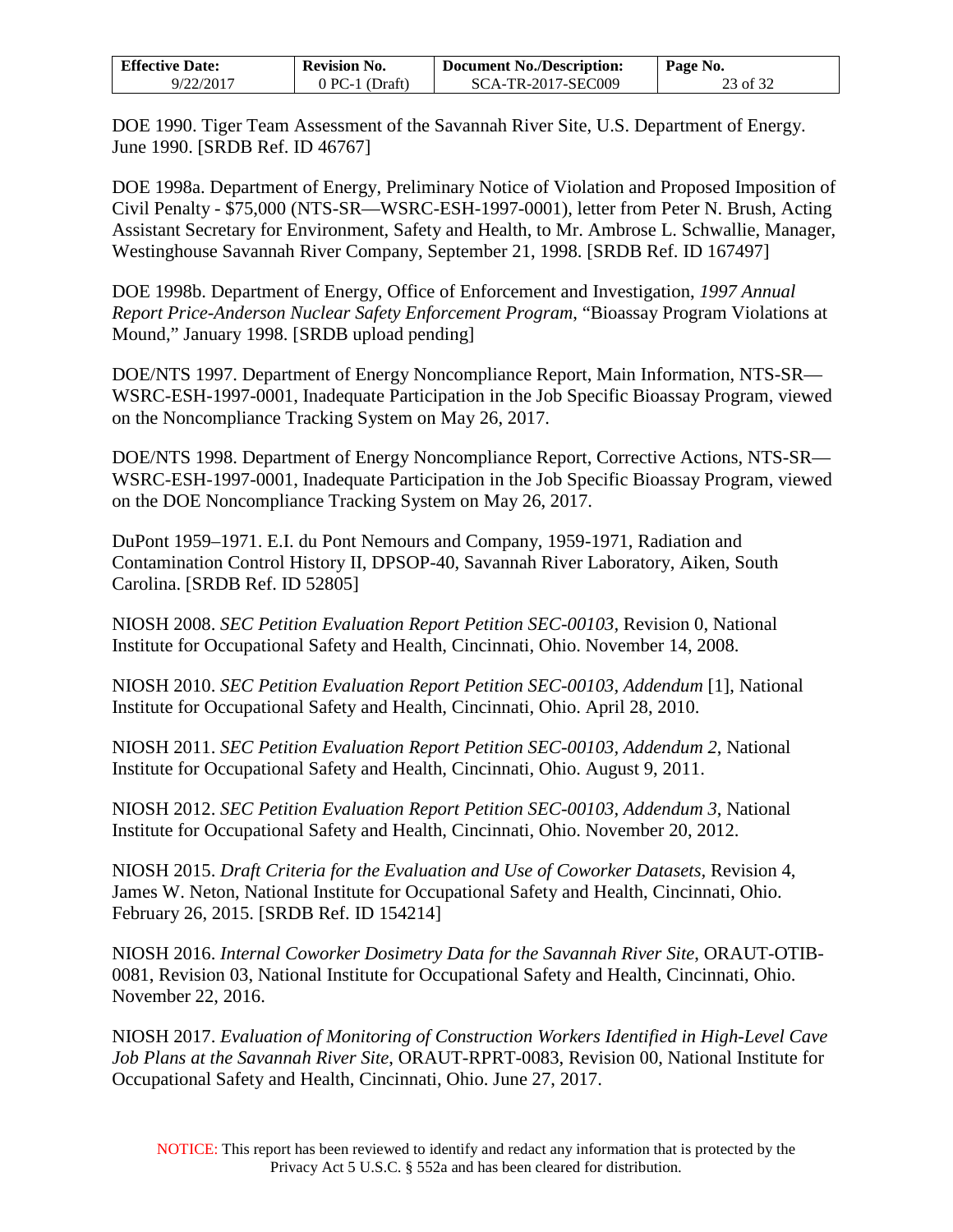DOE 1990. Tiger Team Assessment of the Savannah River Site, U.S. Department of Energy. June 1990. [SRDB Ref. ID 46767]

DOE 1998a. Department of Energy, Preliminary Notice of Violation and Proposed Imposition of Civil Penalty - $75,000 (NTS-SR—WSRC-ESH-1997-0001), letter from Peter N. Brush, Acting Assistant Secretary for Environment, Safety and Health, to Mr. Ambrose L. Schwallie, Manager, Westinghouse Savannah River Company, September 21, 1998. [SRDB Ref. ID 167497]

DOE 1998b. Department of Energy, Office of Enforcement and Investigation, *1997 Annual Report Price-Anderson Nuclear Safety Enforcement Program*, "Bioassay Program Violations at Mound," January 1998. [SRDB upload pending]

DOE/NTS 1997. Department of Energy Noncompliance Report, Main Information, NTS-SR—WSRC-ESH-1997-0001, Inadequate Participation in the Job Specific Bioassay Program, viewed on the Noncompliance Tracking System on May 26, 2017.

DOE/NTS 1998. Department of Energy Noncompliance Report, Corrective Actions, NTS-SR—WSRC-ESH-1997-0001, Inadequate Participation in the Job Specific Bioassay Program, viewed on the DOE Noncompliance Tracking System on May 26, 2017.

DuPont 1959–1971. E.I. du Pont Nemours and Company, 1959-1971, Radiation and Contamination Control History II, DPSOP-40, Savannah River Laboratory, Aiken, South Carolina. [SRDB Ref. ID 52805]

NIOSH 2008. *SEC Petition Evaluation Report Petition SEC-00103*, Revision 0, National Institute for Occupational Safety and Health, Cincinnati, Ohio. November 14, 2008.

NIOSH 2010. *SEC Petition Evaluation Report Petition SEC-00103, Addendum* [1], National Institute for Occupational Safety and Health, Cincinnati, Ohio. April 28, 2010.

NIOSH 2011. *SEC Petition Evaluation Report Petition SEC-00103, Addendum 2*, National Institute for Occupational Safety and Health, Cincinnati, Ohio. August 9, 2011.

NIOSH 2012. *SEC Petition Evaluation Report Petition SEC-00103, Addendum 3*, National Institute for Occupational Safety and Health, Cincinnati, Ohio. November 20, 2012.

NIOSH 2015. *Draft Criteria for the Evaluation and Use of Coworker Datasets*, Revision 4, James W. Neton, National Institute for Occupational Safety and Health, Cincinnati, Ohio. February 26, 2015. [SRDB Ref. ID 154214]

NIOSH 2016. *Internal Coworker Dosimetry Data for the Savannah River Site*, ORAUT-OTIB-0081, Revision 03, National Institute for Occupational Safety and Health, Cincinnati, Ohio. November 22, 2016.

NIOSH 2017. *Evaluation of Monitoring of Construction Workers Identified in High-Level Cave Job Plans at the Savannah River Site*, ORAUT-RPRT-0083, Revision 00, National Institute for Occupational Safety and Health, Cincinnati, Ohio. June 27, 2017.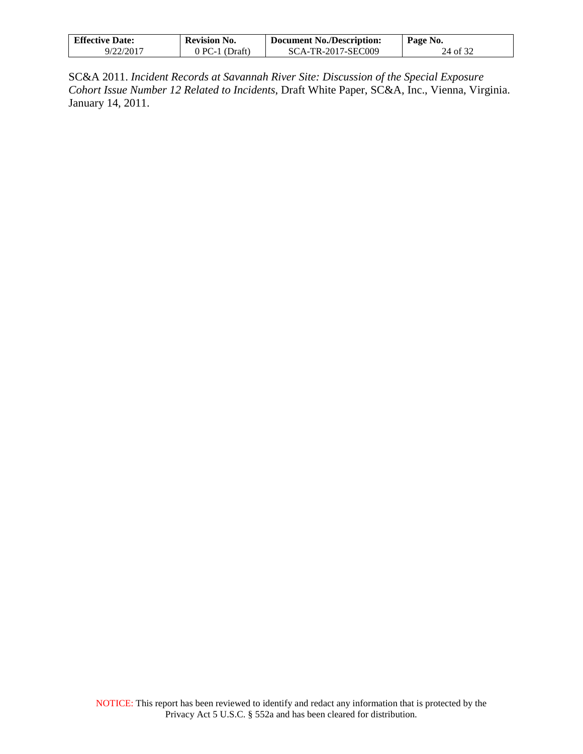SC&A 2011. *Incident Records at Savannah River Site: Discussion of the Special Exposure Cohort Issue Number 12 Related to Incidents*, Draft White Paper, SC&A, Inc., Vienna, Virginia. January 14, 2011.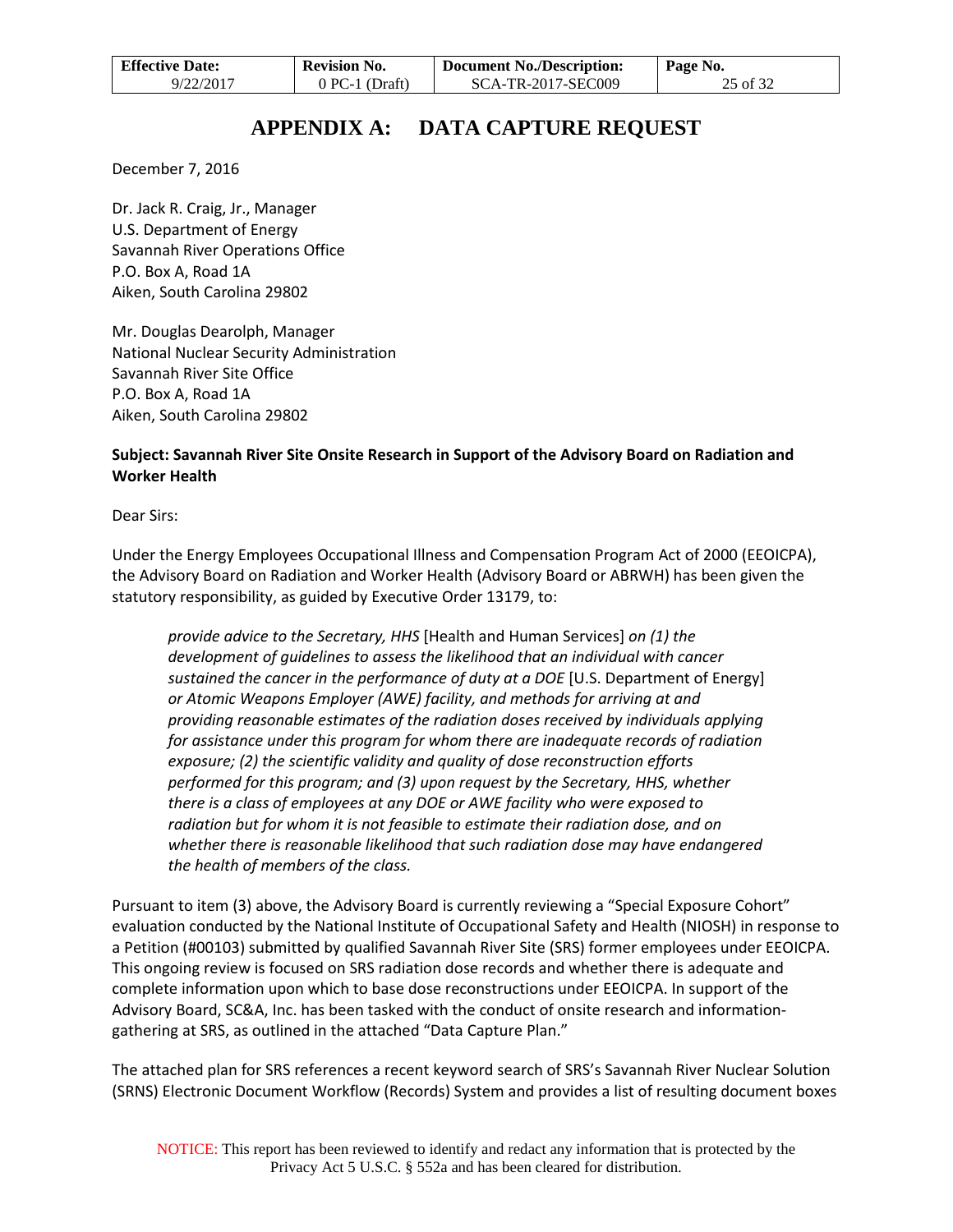# APPENDIX A: DATA CAPTURE REQUEST

December 7, 2016

Dr. Jack R. Craig, Jr., Manager
U.S. Department of Energy
Savannah River Operations Office
P.O. Box A, Road 1A
Aiken, South Carolina 29802

Mr. Douglas Dearolph, Manager
National Nuclear Security Administration
Savannah River Site Office
P.O. Box A, Road 1A
Aiken, South Carolina 29802

**Subject: Savannah River Site Onsite Research in Support of the Advisory Board on Radiation and Worker Health**

Dear Sirs:

Under the Energy Employees Occupational Illness and Compensation Program Act of 2000 (EEOICPA), the Advisory Board on Radiation and Worker Health (Advisory Board or ABRWH) has been given the statutory responsibility, as guided by Executive Order 13179, to:

> *provide advice to the Secretary, HHS* [Health and Human Services] *on (1) the development of guidelines to assess the likelihood that an individual with cancer sustained the cancer in the performance of duty at a DOE* [U.S. Department of Energy] *or Atomic Weapons Employer (AWE) facility, and methods for arriving at and providing reasonable estimates of the radiation doses received by individuals applying for assistance under this program for whom there are inadequate records of radiation exposure; (2) the scientific validity and quality of dose reconstruction efforts performed for this program; and (3) upon request by the Secretary, HHS, whether there is a class of employees at any DOE or AWE facility who were exposed to radiation but for whom it is not feasible to estimate their radiation dose, and on whether there is reasonable likelihood that such radiation dose may have endangered the health of members of the class.*

Pursuant to item (3) above, the Advisory Board is currently reviewing a "Special Exposure Cohort" evaluation conducted by the National Institute of Occupational Safety and Health (NIOSH) in response to a Petition (#00103) submitted by qualified Savannah River Site (SRS) former employees under EEOICPA. This ongoing review is focused on SRS radiation dose records and whether there is adequate and complete information upon which to base dose reconstructions under EEOICPA. In support of the Advisory Board, SC&A, Inc. has been tasked with the conduct of onsite research and information-gathering at SRS, as outlined in the attached "Data Capture Plan."

The attached plan for SRS references a recent keyword search of SRS's Savannah River Nuclear Solution (SRNS) Electronic Document Workflow (Records) System and provides a list of resulting document boxes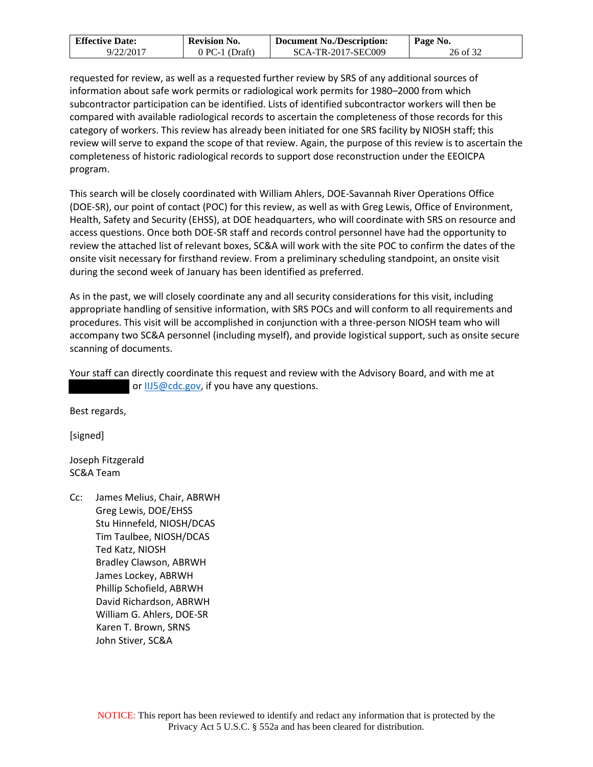requested for review, as well as a requested further review by SRS of any additional sources of information about safe work permits or radiological work permits for 1980–2000 from which subcontractor participation can be identified. Lists of identified subcontractor workers will then be compared with available radiological records to ascertain the completeness of those records for this category of workers. This review has already been initiated for one SRS facility by NIOSH staff; this review will serve to expand the scope of that review. Again, the purpose of this review is to ascertain the completeness of historic radiological records to support dose reconstruction under the EEOICPA program.

This search will be closely coordinated with William Ahlers, DOE-Savannah River Operations Office (DOE-SR), our point of contact (POC) for this review, as well as with Greg Lewis, Office of Environment, Health, Safety and Security (EHSS), at DOE headquarters, who will coordinate with SRS on resource and access questions. Once both DOE-SR staff and records control personnel have had the opportunity to review the attached list of relevant boxes, SC&A will work with the site POC to confirm the dates of the onsite visit necessary for firsthand review. From a preliminary scheduling standpoint, an onsite visit during the second week of January has been identified as preferred.

As in the past, we will closely coordinate any and all security considerations for this visit, including appropriate handling of sensitive information, with SRS POCs and will conform to all requirements and procedures. This visit will be accomplished in conjunction with a three-person NIOSH team who will accompany two SC&A personnel (including myself), and provide logistical support, such as onsite secure scanning of documents.

Your staff can directly coordinate this request and review with the Advisory Board, and with me at [redacted] or IIJ5@cdc.gov, if you have any questions.

Best regards,

[signed]

Joseph Fitzgerald
SC&A Team

Cc: James Melius, Chair, ABRWH
Greg Lewis, DOE/EHSS
Stu Hinnefeld, NIOSH/DCAS
Tim Taulbee, NIOSH/DCAS
Ted Katz, NIOSH
Bradley Clawson, ABRWH
James Lockey, ABRWH
Phillip Schofield, ABRWH
David Richardson, ABRWH
William G. Ahlers, DOE-SR
Karen T. Brown, SRNS
John Stiver, SC&A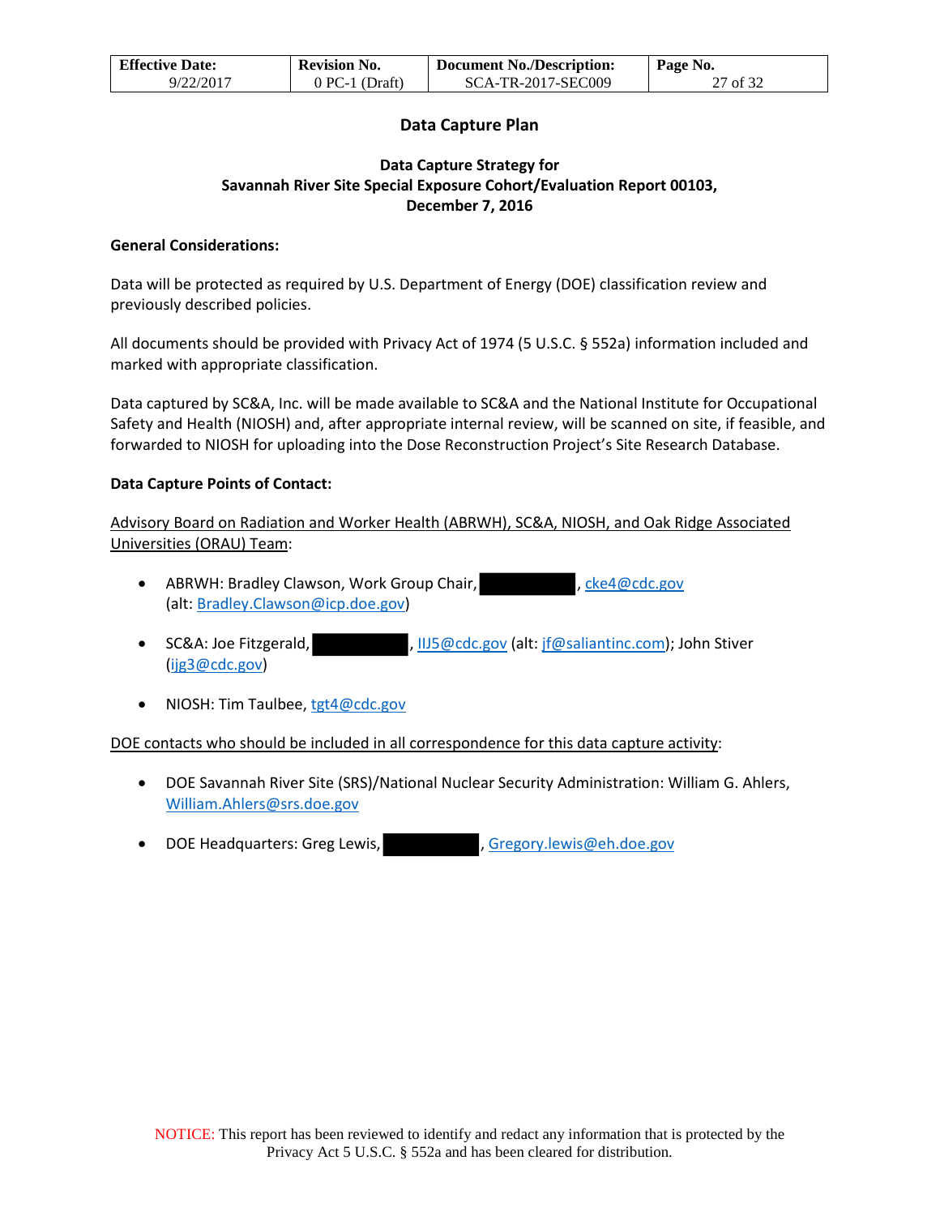## Data Capture Plan

**Data Capture Strategy for Savannah River Site Special Exposure Cohort/Evaluation Report 00103, December 7, 2016**

**General Considerations:**

Data will be protected as required by U.S. Department of Energy (DOE) classification review and previously described policies.

All documents should be provided with Privacy Act of 1974 (5 U.S.C. § 552a) information included and marked with appropriate classification.

Data captured by SC&A, Inc. will be made available to SC&A and the National Institute for Occupational Safety and Health (NIOSH) and, after appropriate internal review, will be scanned on site, if feasible, and forwarded to NIOSH for uploading into the Dose Reconstruction Project's Site Research Database.

**Data Capture Points of Contact:**

Advisory Board on Radiation and Worker Health (ABRWH), SC&A, NIOSH, and Oak Ridge Associated Universities (ORAU) Team:

- ABRWH: Bradley Clawson, Work Group Chair, [REDACTED], cke4@cdc.gov (alt: Bradley.Clawson@icp.doe.gov)
- SC&A: Joe Fitzgerald, [REDACTED], IIJ5@cdc.gov (alt: jf@saliantinc.com); John Stiver (ijg3@cdc.gov)
- NIOSH: Tim Taulbee, tgt4@cdc.gov

DOE contacts who should be included in all correspondence for this data capture activity:

- DOE Savannah River Site (SRS)/National Nuclear Security Administration: William G. Ahlers, William.Ahlers@srs.doe.gov
- DOE Headquarters: Greg Lewis, [REDACTED], Gregory.lewis@eh.doe.gov

NOTICE: This report has been reviewed to identify and redact any information that is protected by the Privacy Act 5 U.S.C. § 552a and has been cleared for distribution.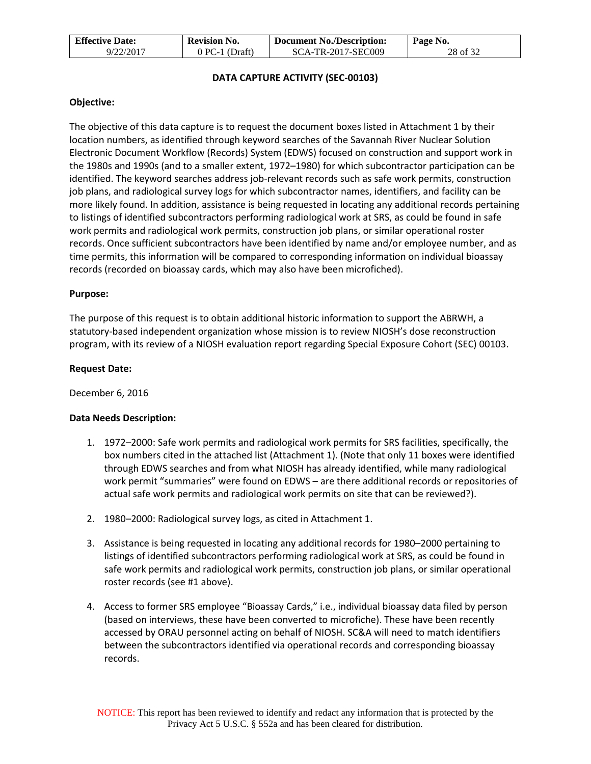## DATA CAPTURE ACTIVITY (SEC-00103)

**Objective:**

The objective of this data capture is to request the document boxes listed in Attachment 1 by their location numbers, as identified through keyword searches of the Savannah River Nuclear Solution Electronic Document Workflow (Records) System (EDWS) focused on construction and support work in the 1980s and 1990s (and to a smaller extent, 1972–1980) for which subcontractor participation can be identified. The keyword searches address job-relevant records such as safe work permits, construction job plans, and radiological survey logs for which subcontractor names, identifiers, and facility can be more likely found. In addition, assistance is being requested in locating any additional records pertaining to listings of identified subcontractors performing radiological work at SRS, as could be found in safe work permits and radiological work permits, construction job plans, or similar operational roster records. Once sufficient subcontractors have been identified by name and/or employee number, and as time permits, this information will be compared to corresponding information on individual bioassay records (recorded on bioassay cards, which may also have been microfiched).

**Purpose:**

The purpose of this request is to obtain additional historic information to support the ABRWH, a statutory-based independent organization whose mission is to review NIOSH's dose reconstruction program, with its review of a NIOSH evaluation report regarding Special Exposure Cohort (SEC) 00103.

**Request Date:**

December 6, 2016

**Data Needs Description:**

1. 1972–2000: Safe work permits and radiological work permits for SRS facilities, specifically, the box numbers cited in the attached list (Attachment 1). (Note that only 11 boxes were identified through EDWS searches and from what NIOSH has already identified, while many radiological work permit "summaries" were found on EDWS – are there additional records or repositories of actual safe work permits and radiological work permits on site that can be reviewed?).
2. 1980–2000: Radiological survey logs, as cited in Attachment 1.
3. Assistance is being requested in locating any additional records for 1980–2000 pertaining to listings of identified subcontractors performing radiological work at SRS, as could be found in safe work permits and radiological work permits, construction job plans, or similar operational roster records (see #1 above).
4. Access to former SRS employee "Bioassay Cards," i.e., individual bioassay data filed by person (based on interviews, these have been converted to microfiche). These have been recently accessed by ORAU personnel acting on behalf of NIOSH. SC&A will need to match identifiers between the subcontractors identified via operational records and corresponding bioassay records.

NOTICE: This report has been reviewed to identify and redact any information that is protected by the Privacy Act 5 U.S.C. § 552a and has been cleared for distribution.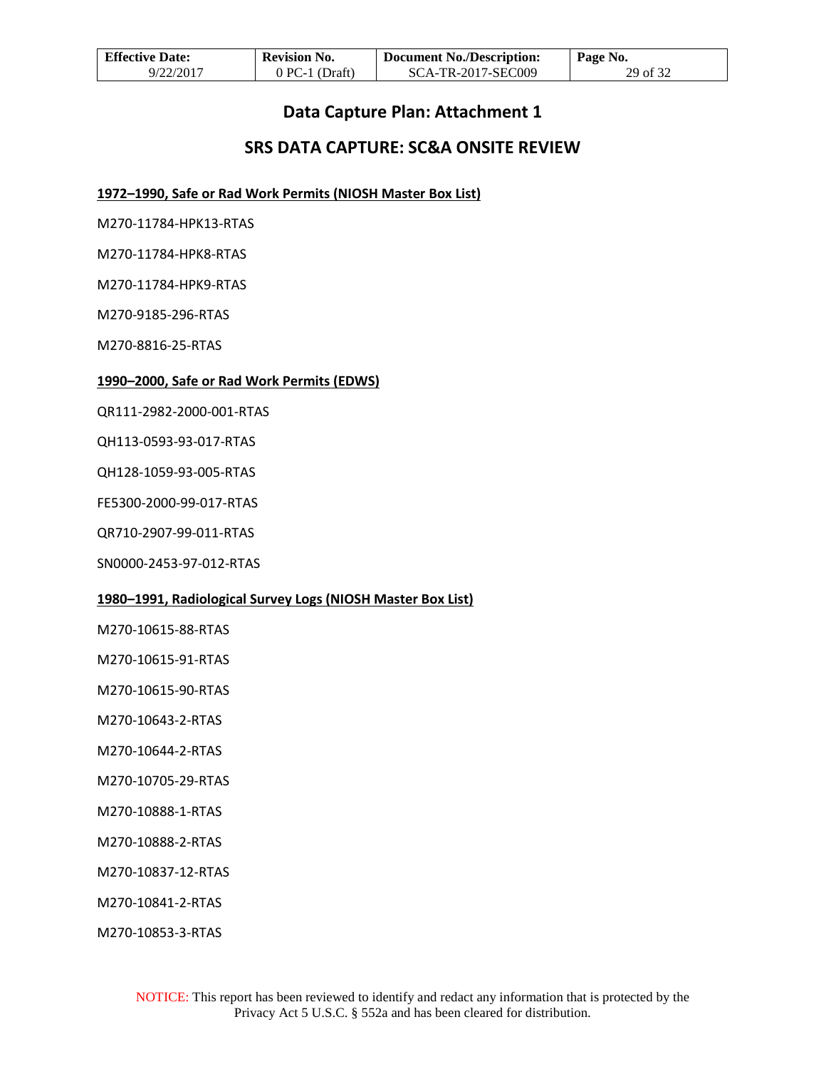# Data Capture Plan: Attachment 1

## SRS DATA CAPTURE: SC&A ONSITE REVIEW

**1972–1990, Safe or Rad Work Permits (NIOSH Master Box List)**

M270-11784-HPK13-RTAS

M270-11784-HPK8-RTAS

M270-11784-HPK9-RTAS

M270-9185-296-RTAS

M270-8816-25-RTAS

**1990–2000, Safe or Rad Work Permits (EDWS)**

QR111-2982-2000-001-RTAS

QH113-0593-93-017-RTAS

QH128-1059-93-005-RTAS

FE5300-2000-99-017-RTAS

QR710-2907-99-011-RTAS

SN0000-2453-97-012-RTAS

**1980–1991, Radiological Survey Logs (NIOSH Master Box List)**

M270-10615-88-RTAS

M270-10615-91-RTAS

M270-10615-90-RTAS

M270-10643-2-RTAS

M270-10644-2-RTAS

M270-10705-29-RTAS

M270-10888-1-RTAS

M270-10888-2-RTAS

M270-10837-12-RTAS

M270-10841-2-RTAS

M270-10853-3-RTAS

NOTICE: This report has been reviewed to identify and redact any information that is protected by the Privacy Act 5 U.S.C. § 552a and has been cleared for distribution.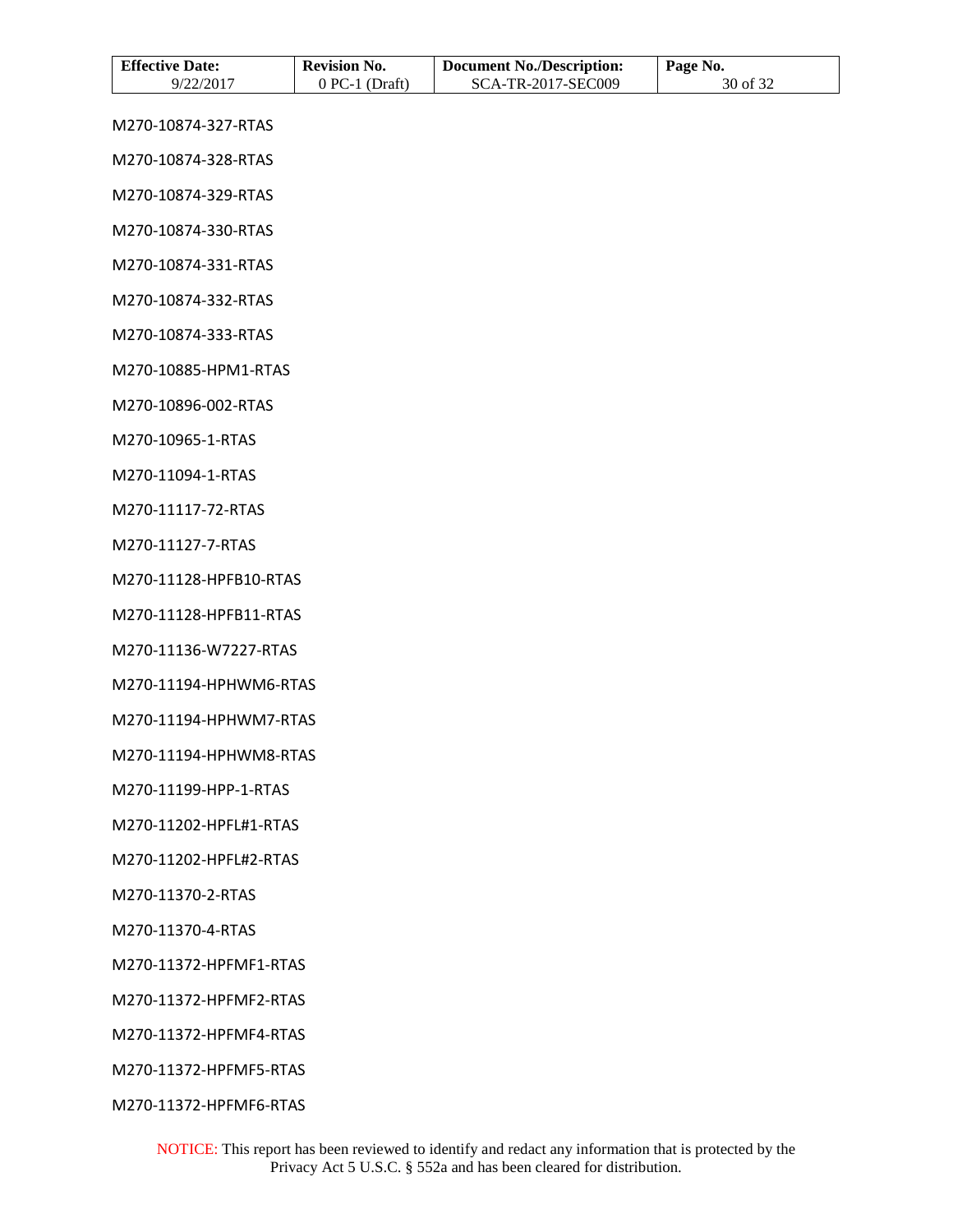M270-10874-327-RTAS

M270-10874-328-RTAS

M270-10874-329-RTAS

M270-10874-330-RTAS

M270-10874-331-RTAS

M270-10874-332-RTAS

M270-10874-333-RTAS

M270-10885-HPM1-RTAS

M270-10896-002-RTAS

M270-10965-1-RTAS

M270-11094-1-RTAS

M270-11117-72-RTAS

M270-11127-7-RTAS

M270-11128-HPFB10-RTAS

M270-11128-HPFB11-RTAS

M270-11136-W7227-RTAS

M270-11194-HPHWM6-RTAS

M270-11194-HPHWM7-RTAS

M270-11194-HPHWM8-RTAS

M270-11199-HPP-1-RTAS

M270-11202-HPFL#1-RTAS

M270-11202-HPFL#2-RTAS

M270-11370-2-RTAS

M270-11370-4-RTAS

M270-11372-HPFMF1-RTAS

M270-11372-HPFMF2-RTAS

M270-11372-HPFMF4-RTAS

M270-11372-HPFMF5-RTAS

M270-11372-HPFMF6-RTAS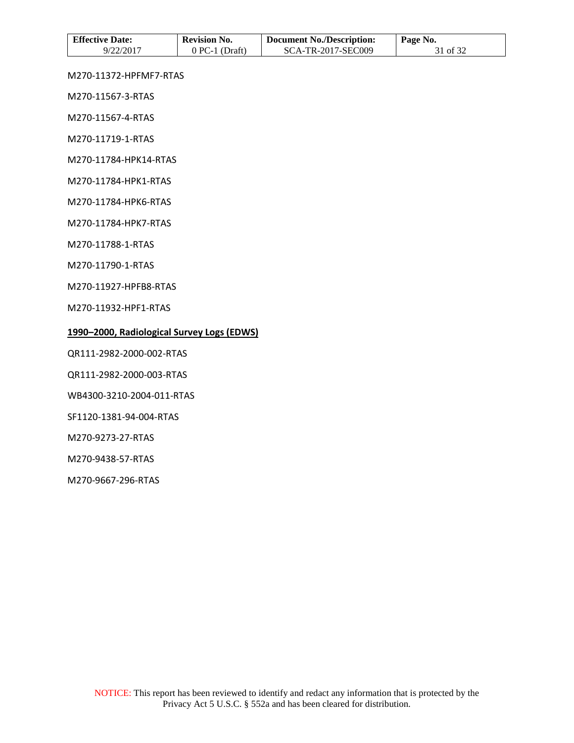M270-11372-HPFMF7-RTAS

M270-11567-3-RTAS

M270-11567-4-RTAS

M270-11719-1-RTAS

M270-11784-HPK14-RTAS

M270-11784-HPK1-RTAS

M270-11784-HPK6-RTAS

M270-11784-HPK7-RTAS

M270-11788-1-RTAS

M270-11790-1-RTAS

M270-11927-HPFB8-RTAS

M270-11932-HPF1-RTAS

**1990–2000, Radiological Survey Logs (EDWS)**

QR111-2982-2000-002-RTAS

QR111-2982-2000-003-RTAS

WB4300-3210-2004-011-RTAS

SF1120-1381-94-004-RTAS

M270-9273-27-RTAS

M270-9438-57-RTAS

M270-9667-296-RTAS

NOTICE: This report has been reviewed to identify and redact any information that is protected by the Privacy Act 5 U.S.C. § 552a and has been cleared for distribution.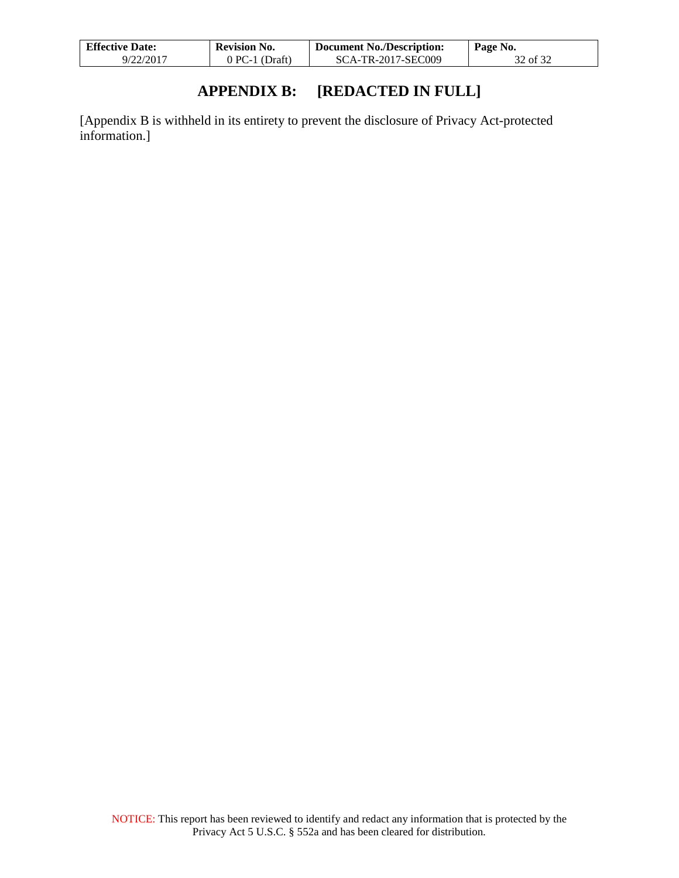# APPENDIX B: [REDACTED IN FULL]

[Appendix B is withheld in its entirety to prevent the disclosure of Privacy Act-protected information.]

NOTICE: This report has been reviewed to identify and redact any information that is protected by the Privacy Act 5 U.S.C. § 552a and has been cleared for distribution.